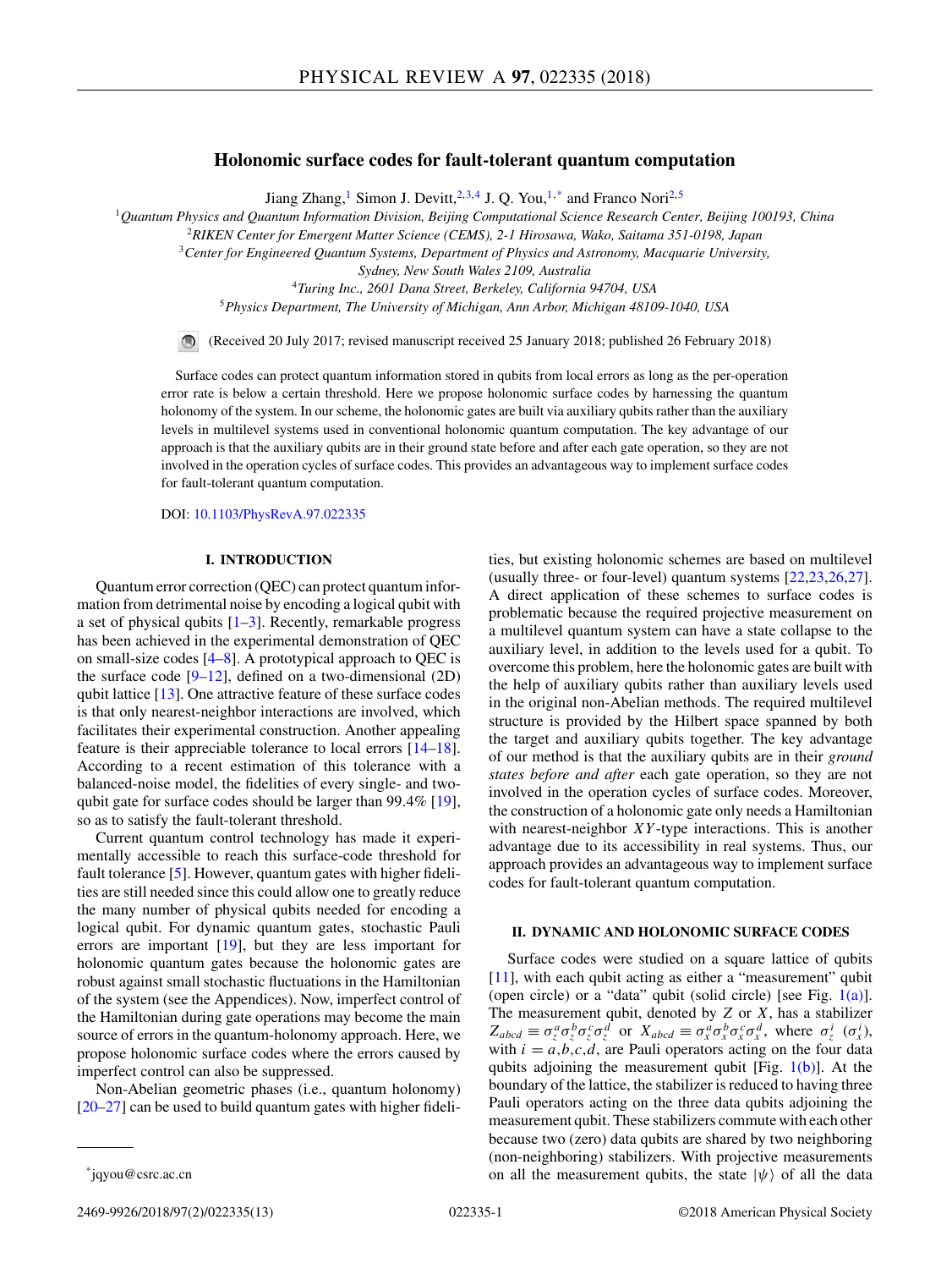# Holonomic surface codes for fault-tolerant quantum computation

Jiang Zhang,[1] Simon J. Devitt,[2,3,4] J. Q. You,[1,*] and Franco Nori[2,5]

[1]Quantum Physics and Quantum Information Division, Beijing Computational Science Research Center, Beijing 100193, China
[2]RIKEN Center for Emergent Matter Science (CEMS), 2-1 Hirosawa, Wako, Saitama 351-0198, Japan
[3]Center for Engineered Quantum Systems, Department of Physics and Astronomy, Macquarie University, Sydney, New South Wales 2109, Australia
[4]Turing Inc., 2601 Dana Street, Berkeley, California 94704, USA
[5]Physics Department, The University of Michigan, Ann Arbor, Michigan 48109-1040, USA

(Received 20 July 2017; revised manuscript received 25 January 2018; published 26 February 2018)

Surface codes can protect quantum information stored in qubits from local errors as long as the per-operation error rate is below a certain threshold. Here we propose holonomic surface codes by harnessing the quantum holonomy of the system. In our scheme, the holonomic gates are built via auxiliary qubits rather than the auxiliary levels in multilevel systems used in conventional holonomic quantum computation. The key advantage of our approach is that the auxiliary qubits are in their ground state before and after each gate operation, so they are not involved in the operation cycles of surface codes. This provides an advantageous way to implement surface codes for fault-tolerant quantum computation.

DOI: 10.1103/PhysRevA.97.022335

## I. INTRODUCTION

Quantum error correction (QEC) can protect quantum information from detrimental noise by encoding a logical qubit with a set of physical qubits [1–3]. Recently, remarkable progress has been achieved in the experimental demonstration of QEC on small-size codes [4–8]. A prototypical approach to QEC is the surface code [9–12], defined on a two-dimensional (2D) qubit lattice [13]. One attractive feature of these surface codes is that only nearest-neighbor interactions are involved, which facilitates their experimental construction. Another appealing feature is their appreciable tolerance to local errors [14–18]. According to a recent estimation of this tolerance with a balanced-noise model, the fidelities of every single- and two-qubit gate for surface codes should be larger than 99.4% [19], so as to satisfy the fault-tolerant threshold.

Current quantum control technology has made it experimentally accessible to reach this surface-code threshold for fault tolerance [5]. However, quantum gates with higher fidelities are still needed since this could allow one to greatly reduce the many number of physical qubits needed for encoding a logical qubit. For dynamic quantum gates, stochastic Pauli errors are important [19], but they are less important for holonomic quantum gates because the holonomic gates are robust against small stochastic fluctuations in the Hamiltonian of the system (see the Appendices). Now, imperfect control of the Hamiltonian during gate operations may become the main source of errors in the quantum-holonomy approach. Here, we propose holonomic surface codes where the errors caused by imperfect control can also be suppressed.

Non-Abelian geometric phases (i.e., quantum holonomy) [20–27] can be used to build quantum gates with higher fidelities, but existing holonomic schemes are based on multilevel (usually three- or four-level) quantum systems [22,23,26,27]. A direct application of these schemes to surface codes is problematic because the required projective measurement on a multilevel quantum system can have a state collapse to the auxiliary level, in addition to the levels used for a qubit. To overcome this problem, here the holonomic gates are built with the help of auxiliary qubits rather than auxiliary levels used in the original non-Abelian methods. The required multilevel structure is provided by the Hilbert space spanned by both the target and auxiliary qubits together. The key advantage of our method is that the auxiliary qubits are in their *ground states before and after* each gate operation, so they are not involved in the operation cycles of surface codes. Moreover, the construction of a holonomic gate only needs a Hamiltonian with nearest-neighbor $XY$-type interactions. This is another advantage due to its accessibility in real systems. Thus, our approach provides an advantageous way to implement surface codes for fault-tolerant quantum computation.

## II. DYNAMIC AND HOLONOMIC SURFACE CODES

Surface codes were studied on a square lattice of qubits [11], with each qubit acting as either a "measurement" qubit (open circle) or a "data" qubit (solid circle) [see Fig. 1(a)]. The measurement qubit, denoted by $Z$ or $X$, has a stabilizer $Z_{abcd} \equiv \sigma_z^a \sigma_z^b \sigma_z^c \sigma_z^d$ or $X_{abcd} \equiv \sigma_x^a \sigma_x^b \sigma_x^c \sigma_x^d$, where $\sigma_z^i$ ($\sigma_x^i$), with $i = a,b,c,d$, are Pauli operators acting on the four data qubits adjoining the measurement qubit [Fig. 1(b)]. At the boundary of the lattice, the stabilizer is reduced to having three Pauli operators acting on the three data qubits adjoining the measurement qubit. These stabilizers commute with each other because two (zero) data qubits are shared by two neighboring (non-neighboring) stabilizers. With projective measurements on all the measurement qubits, the state $|\psi\rangle$ of all the data

*jqyou@csrc.ac.cn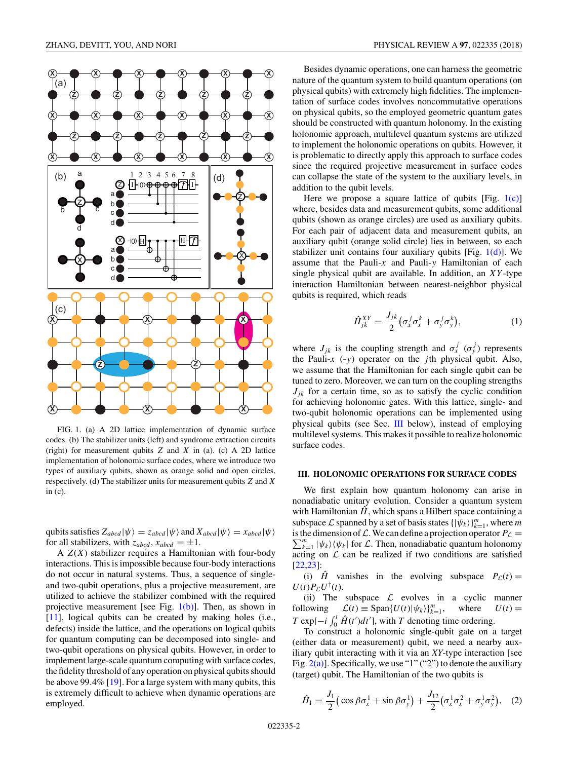FIG. 1. (a) A 2D lattice implementation of dynamic surface codes. (b) The stabilizer units (left) and syndrome extraction circuits (right) for measurement qubits $Z$ and $X$ in (a). (c) A 2D lattice implementation of holonomic surface codes, where we introduce two types of auxiliary qubits, shown as orange solid and open circles, respectively. (d) The stabilizer units for measurement qubits $Z$ and $X$ in (c).

qubits satisfies $Z_{abcd}|\psi\rangle = z_{abcd}|\psi\rangle$ and $X_{abcd}|\psi\rangle = x_{abcd}|\psi\rangle$ for all stabilizers, with $z_{abcd}, x_{abcd} = \pm 1$.

A $Z(X)$ stabilizer requires a Hamiltonian with four-body interactions. This is impossible because four-body interactions do not occur in natural systems. Thus, a sequence of single- and two-qubit operations, plus a projective measurement, are utilized to achieve the stabilizer combined with the required projective measurement [see Fig. 1(b)]. Then, as shown in [11], logical qubits can be created by making holes (i.e., defects) inside the lattice, and the operations on logical qubits for quantum computing can be decomposed into single- and two-qubit operations on physical qubits. However, in order to implement large-scale quantum computing with surface codes, the fidelity threshold of any operation on physical qubits should be above 99.4% [19]. For a large system with many qubits, this is extremely difficult to achieve when dynamic operations are employed.

Besides dynamic operations, one can harness the geometric nature of the quantum system to build quantum operations (on physical qubits) with extremely high fidelities. The implementation of surface codes involves noncommutative operations on physical qubits, so the employed geometric quantum gates should be constructed with quantum holonomy. In the existing holonomic approach, multilevel quantum systems are utilized to implement the holonomic operations on qubits. However, it is problematic to directly apply this approach to surface codes since the required projective measurement in surface codes can collapse the state of the system to the auxiliary levels, in addition to the qubit levels.

Here we propose a square lattice of qubits [Fig. 1(c)] where, besides data and measurement qubits, some additional qubits (shown as orange circles) are used as auxiliary qubits. For each pair of adjacent data and measurement qubits, an auxiliary qubit (orange solid circle) lies in between, so each stabilizer unit contains four auxiliary qubits [Fig. 1(d)]. We assume that the Pauli-$x$ and Pauli-$y$ Hamiltonian of each single physical qubit are available. In addition, an $XY$-type interaction Hamiltonian between nearest-neighbor physical qubits is required, which reads

$$\hat{H}_{jk}^{XY} = \frac{J_{jk}}{2}\left(\sigma_x^j\sigma_x^k + \sigma_y^j\sigma_y^k\right), \tag{1}$$

where $J_{jk}$ is the coupling strength and $\sigma_x^j$ ($\sigma_y^j$) represents the Pauli-$x$ (-$y$) operator on the $j$th physical qubit. Also, we assume that the Hamiltonian for each single qubit can be tuned to zero. Moreover, we can turn on the coupling strengths $J_{jk}$ for a certain time, so as to satisfy the cyclic condition for achieving holonomic gates. With this lattice, single- and two-qubit holonomic operations can be implemented using physical qubits (see Sec. III below), instead of employing multilevel systems. This makes it possible to realize holonomic surface codes.

## III. HOLONOMIC OPERATIONS FOR SURFACE CODES

We first explain how quantum holonomy can arise in nonadiabatic unitary evolution. Consider a quantum system with Hamiltonian $\hat{H}$, which spans a Hilbert space containing a subspace $\mathcal{L}$ spanned by a set of basis states $\{|\psi_k\rangle\}_{k=1}^m$, where $m$ is the dimension of $\mathcal{L}$. We can define a projection operator $P_{\mathcal{L}} = \sum_{k=1}^m |\psi_k\rangle\langle\psi_k|$ for $\mathcal{L}$. Then, nonadiabatic quantum holonomy acting on $\mathcal{L}$ can be realized if two conditions are satisfied [22,23]:

(i) $\hat{H}$ vanishes in the evolving subspace $P_{\mathcal{L}}(t) = U(t)P_{\mathcal{L}}U^\dagger(t)$.

(ii) The subspace $\mathcal{L}$ evolves in a cyclic manner following $\mathcal{L}(t) \equiv \mathrm{Span}\{U(t)|\psi_k\rangle\}_{k=1}^m$, where $U(t) = T\exp[-i\int_0^t \hat{H}(t')dt']$, with $T$ denoting time ordering.

To construct a holonomic single-qubit gate on a target (either data or measurement) qubit, we need a nearby auxiliary qubit interacting with it via an $XY$-type interaction [see Fig. 2(a)]. Specifically, we use "1" ("2") to denote the auxiliary (target) qubit. The Hamiltonian of the two qubits is

$$\hat{H}_1 = \frac{J_1}{2}\left(\cos\beta\sigma_x^1 + \sin\beta\sigma_y^1\right) + \frac{J_{12}}{2}\left(\sigma_x^1\sigma_x^2 + \sigma_y^1\sigma_y^2\right), \tag{2}$$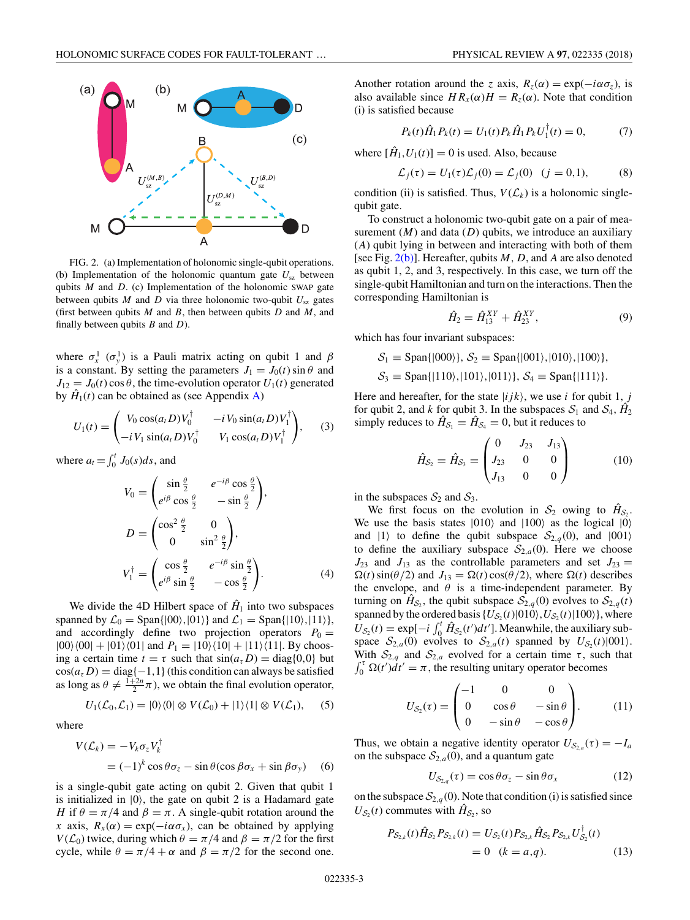FIG. 2. (a) Implementation of holonomic single-qubit operations. (b) Implementation of the holonomic quantum gate $U_{\rm sz}$ between qubits $M$ and $D$. (c) Implementation of the holonomic SWAP gate between qubits $M$ and $D$ via three holonomic two-qubit $U_{\rm sz}$ gates (first between qubits $M$ and $B$, then between qubits $D$ and $M$, and finally between qubits $B$ and $D$).

where $\sigma_x^1$ ($\sigma_y^1$) is a Pauli matrix acting on qubit 1 and $\beta$ is a constant. By setting the parameters $J_1 = J_0(t)\sin\theta$ and $J_{12} = J_0(t)\cos\theta$, the time-evolution operator $U_1(t)$ generated by $\hat{H}_1(t)$ can be obtained as (see Appendix A)

$$U_1(t) = \begin{pmatrix} V_0 \cos(a_t D) V_0^\dagger & -i V_0 \sin(a_t D) V_1^\dagger \\ -i V_1 \sin(a_t D) V_0^\dagger & V_1 \cos(a_t D) V_1^\dagger \end{pmatrix}, \tag{3}$$

where $a_t = \int_0^t J_0(s) ds$, and

$$V_0 = \begin{pmatrix} \sin\frac{\theta}{2} & e^{-i\beta}\cos\frac{\theta}{2} \\ e^{i\beta}\cos\frac{\theta}{2} & -\sin\frac{\theta}{2} \end{pmatrix},$$

$$D = \begin{pmatrix} \cos^2\frac{\theta}{2} & 0 \\ 0 & \sin^2\frac{\theta}{2} \end{pmatrix},$$

$$V_1^\dagger = \begin{pmatrix} \cos\frac{\theta}{2} & e^{-i\beta}\sin\frac{\theta}{2} \\ e^{i\beta}\sin\frac{\theta}{2} & -\cos\frac{\theta}{2} \end{pmatrix}. \tag{4}$$

We divide the 4D Hilbert space of $\hat{H}_1$ into two subspaces spanned by $\mathcal{L}_0 = \text{Span}\{|00\rangle,|01\rangle\}$ and $\mathcal{L}_1 = \text{Span}\{|10\rangle,|11\rangle\}$, and accordingly define two projection operators $P_0 = |00\rangle\langle 00| + |01\rangle\langle 01|$ and $P_1 = |10\rangle\langle 10| + |11\rangle\langle 11|$. By choosing a certain time $t = \tau$ such that $\sin(a_\tau D) = \text{diag}\{0,0\}$ but $\cos(a_\tau D) = \text{diag}\{-1,1\}$ (this condition can always be satisfied as long as $\theta \neq \frac{1+2n}{2}\pi$), we obtain the final evolution operator,

$$U_1(\mathcal{L}_0,\mathcal{L}_1) = |0\rangle\langle 0| \otimes V(\mathcal{L}_0) + |1\rangle\langle 1| \otimes V(\mathcal{L}_1), \tag{5}$$

where

$$\begin{aligned} V(\mathcal{L}_k) &= -V_k \sigma_z V_k^\dagger \\ &= (-1)^k \cos\theta\sigma_z - \sin\theta(\cos\beta\sigma_x + \sin\beta\sigma_y) \end{aligned} \tag{6}$$

is a single-qubit gate acting on qubit 2. Given that qubit 1 is initialized in $|0\rangle$, the gate on qubit 2 is a Hadamard gate $H$ if $\theta = \pi/4$ and $\beta = \pi$. A single-qubit rotation around the $x$ axis, $R_x(\alpha) = \exp(-i\alpha\sigma_x)$, can be obtained by applying $V(\mathcal{L}_0)$ twice, during which $\theta = \pi/4$ and $\beta = \pi/2$ for the first cycle, while $\theta = \pi/4 + \alpha$ and $\beta = \pi/2$ for the second one. Another rotation around the $z$ axis, $R_z(\alpha) = \exp(-i\alpha\sigma_z)$, is also available since $HR_x(\alpha)H = R_z(\alpha)$. Note that condition (i) is satisfied because

$$P_k(t)\hat{H}_1 P_k(t) = U_1(t) P_k \hat{H}_1 P_k U_1^\dagger(t) = 0, \tag{7}$$

where $[\hat{H}_1, U_1(t)] = 0$ is used. Also, because

$$\mathcal{L}_j(\tau) = U_1(\tau)\mathcal{L}_j(0) = \mathcal{L}_j(0) \quad (j = 0,1), \tag{8}$$

condition (ii) is satisfied. Thus, $V(\mathcal{L}_k)$ is a holonomic single-qubit gate.

To construct a holonomic two-qubit gate on a pair of measurement ($M$) and data ($D$) qubits, we introduce an auxiliary ($A$) qubit lying in between and interacting with both of them [see Fig. 2(b)]. Hereafter, qubits $M$, $D$, and $A$ are also denoted as qubit 1, 2, and 3, respectively. In this case, we turn off the single-qubit Hamiltonian and turn on the interactions. Then the corresponding Hamiltonian is

$$\hat{H}_2 = \hat{H}_{13}^{XY} + \hat{H}_{23}^{XY}, \tag{9}$$

which has four invariant subspaces:

$$\mathcal{S}_1 \equiv \text{Span}\{|000\rangle\},\ \mathcal{S}_2 \equiv \text{Span}\{|001\rangle,|010\rangle,|100\rangle\},$$
$$\mathcal{S}_3 \equiv \text{Span}\{|110\rangle,|101\rangle,|011\rangle\},\ \mathcal{S}_4 \equiv \text{Span}\{|111\rangle\}.$$

Here and hereafter, for the state $|ijk\rangle$, we use $i$ for qubit 1, $j$ for qubit 2, and $k$ for qubit 3. In the subspaces $\mathcal{S}_1$ and $\mathcal{S}_4$, $\hat{H}_2$ simply reduces to $\hat{H}_{\mathcal{S}_1} = \hat{H}_{\mathcal{S}_4} = 0$, but it reduces to

$$\hat{H}_{\mathcal{S}_2} = \hat{H}_{\mathcal{S}_3} = \begin{pmatrix} 0 & J_{23} & J_{13} \\ J_{23} & 0 & 0 \\ J_{13} & 0 & 0 \end{pmatrix} \tag{10}$$

in the subspaces $\mathcal{S}_2$ and $\mathcal{S}_3$.

We first focus on the evolution in $\mathcal{S}_2$ owing to $\hat{H}_{\mathcal{S}_2}$. We use the basis states $|010\rangle$ and $|100\rangle$ as the logical $|0\rangle$ and $|1\rangle$ to define the qubit subspace $\mathcal{S}_{2,q}(0)$, and $|001\rangle$ to define the auxiliary subspace $\mathcal{S}_{2,a}(0)$. Here we choose $J_{23}$ and $J_{13}$ as the controllable parameters and set $J_{23} = \Omega(t)\sin(\theta/2)$ and $J_{13} = \Omega(t)\cos(\theta/2)$, where $\Omega(t)$ describes the envelope, and $\theta$ is a time-independent parameter. By turning on $\hat{H}_{\mathcal{S}_2}$, the qubit subspace $\mathcal{S}_{2,q}(0)$ evolves to $\mathcal{S}_{2,q}(t)$ spanned by the ordered basis $\{U_{\mathcal{S}_2}(t)|010\rangle, U_{\mathcal{S}_2}(t)|100\rangle\}$, where $U_{\mathcal{S}_2}(t) = \exp[-i\int_0^t \hat{H}_{\mathcal{S}_2}(t')dt']$. Meanwhile, the auxiliary subspace $\mathcal{S}_{2,a}(0)$ evolves to $\mathcal{S}_{2,a}(t)$ spanned by $U_{\mathcal{S}_2}(t)|001\rangle$. With $\mathcal{S}_{2,q}$ and $\mathcal{S}_{2,a}$ evolved for a certain time $\tau$, such that $\int_0^\tau \Omega(t')dt' = \pi$, the resulting unitary operator becomes

$$U_{\mathcal{S}_2}(\tau) = \begin{pmatrix} -1 & 0 & 0 \\ 0 & \cos\theta & -\sin\theta \\ 0 & -\sin\theta & -\cos\theta \end{pmatrix}. \tag{11}$$

Thus, we obtain a negative identity operator $U_{\mathcal{S}_{2,a}}(\tau) = -I_a$ on the subspace $\mathcal{S}_{2,a}(0)$, and a quantum gate

$$U_{\mathcal{S}_{2,q}}(\tau) = \cos\theta\sigma_z - \sin\theta\sigma_x \tag{12}$$

on the subspace $\mathcal{S}_{2,q}(0)$. Note that condition (i) is satisfied since $U_{\mathcal{S}_2}(t)$ commutes with $\hat{H}_{\mathcal{S}_2}$, so

$$\begin{aligned} P_{\mathcal{S}_{2,k}}(t)\hat{H}_{\mathcal{S}_2} P_{\mathcal{S}_{2,k}}(t) &= U_{\mathcal{S}_2}(t) P_{\mathcal{S}_{2,k}} \hat{H}_{\mathcal{S}_2} P_{\mathcal{S}_{2,k}} U_{\mathcal{S}_2}^\dagger(t) \\ &= 0 \quad (k = a,q). \end{aligned} \tag{13}$$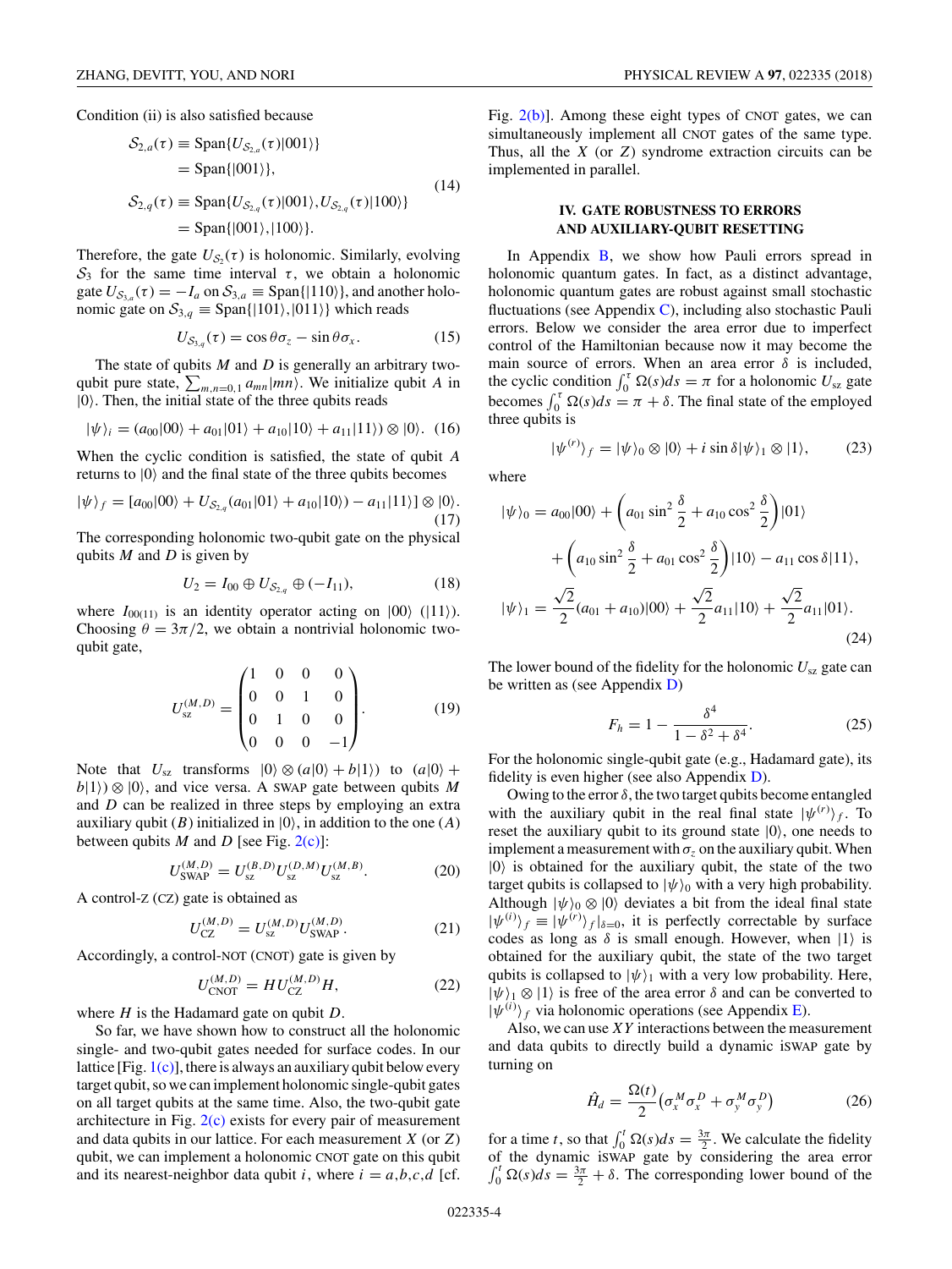Condition (ii) is also satisfied because

$$
\begin{aligned}
\mathcal{S}_{2,a}(\tau) &\equiv \text{Span}\{U_{\mathcal{S}_{2,a}}(\tau)|001\rangle\} \\
&= \text{Span}\{|001\rangle\}, \\
\mathcal{S}_{2,q}(\tau) &\equiv \text{Span}\{U_{\mathcal{S}_{2,q}}(\tau)|001\rangle, U_{\mathcal{S}_{2,q}}(\tau)|100\rangle\} \\
&= \text{Span}\{|001\rangle, |100\rangle\}.
\end{aligned}
\tag{14}
$$

Therefore, the gate $U_{\mathcal{S}_2}(\tau)$ is holonomic. Similarly, evolving $\mathcal{S}_3$ for the same time interval $\tau$, we obtain a holonomic gate $U_{\mathcal{S}_{3,a}}(\tau) = -I_a$ on $\mathcal{S}_{3,a} \equiv \text{Span}\{|110\rangle\}$, and another holonomic gate on $\mathcal{S}_{3,q} \equiv \text{Span}\{|101\rangle, |011\rangle\}$ which reads

$$
U_{\mathcal{S}_{3,q}}(\tau) = \cos\theta\sigma_z - \sin\theta\sigma_x. \tag{15}
$$

The state of qubits $M$ and $D$ is generally an arbitrary two-qubit pure state, $\sum_{m,n=0,1} a_{mn}|mn\rangle$. We initialize qubit $A$ in $|0\rangle$. Then, the initial state of the three qubits reads

$$
|\psi\rangle_i = (a_{00}|00\rangle + a_{01}|01\rangle + a_{10}|10\rangle + a_{11}|11\rangle) \otimes |0\rangle. \tag{16}
$$

When the cyclic condition is satisfied, the state of qubit $A$ returns to $|0\rangle$ and the final state of the three qubits becomes

$$
|\psi\rangle_f = [a_{00}|00\rangle + U_{\mathcal{S}_{2,q}}(a_{01}|01\rangle + a_{10}|10\rangle) - a_{11}|11\rangle] \otimes |0\rangle. \tag{17}
$$

The corresponding holonomic two-qubit gate on the physical qubits $M$ and $D$ is given by

$$
U_2 = I_{00} \oplus U_{\mathcal{S}_{2,q}} \oplus (-I_{11}), \tag{18}
$$

where $I_{00(11)}$ is an identity operator acting on $|00\rangle$ ($|11\rangle$). Choosing $\theta = 3\pi/2$, we obtain a nontrivial holonomic two-qubit gate,

$$
U_{\text{sz}}^{(M,D)} = \begin{pmatrix} 1 & 0 & 0 & 0 \\ 0 & 0 & 1 & 0 \\ 0 & 1 & 0 & 0 \\ 0 & 0 & 0 & -1 \end{pmatrix}. \tag{19}
$$

Note that $U_{\text{sz}}$ transforms $|0\rangle \otimes (a|0\rangle + b|1\rangle)$ to $(a|0\rangle + b|1\rangle) \otimes |0\rangle$, and vice versa. A SWAP gate between qubits $M$ and $D$ can be realized in three steps by employing an extra auxiliary qubit ($B$) initialized in $|0\rangle$, in addition to the one ($A$) between qubits $M$ and $D$ [see Fig. 2(c)]:

$$
U_{\text{SWAP}}^{(M,D)} = U_{\text{sz}}^{(B,D)} U_{\text{sz}}^{(D,M)} U_{\text{sz}}^{(M,B)}. \tag{20}
$$

A control-Z (CZ) gate is obtained as

$$
U_{\text{CZ}}^{(M,D)} = U_{\text{sz}}^{(M,D)} U_{\text{SWAP}}^{(M,D)}. \tag{21}
$$

Accordingly, a control-NOT (CNOT) gate is given by

$$
U_{\text{CNOT}}^{(M,D)} = H U_{\text{CZ}}^{(M,D)} H, \tag{22}
$$

where $H$ is the Hadamard gate on qubit $D$.

So far, we have shown how to construct all the holonomic single- and two-qubit gates needed for surface codes. In our lattice [Fig. 1(c)], there is always an auxiliary qubit below every target qubit, so we can implement holonomic single-qubit gates on all target qubits at the same time. Also, the two-qubit gate architecture in Fig. 2(c) exists for every pair of measurement and data qubits in our lattice. For each measurement $X$ (or $Z$) qubit, we can implement a holonomic CNOT gate on this qubit and its nearest-neighbor data qubit $i$, where $i = a,b,c,d$ [cf. Fig. 2(b)]. Among these eight types of CNOT gates, we can simultaneously implement all CNOT gates of the same type. Thus, all the $X$ (or $Z$) syndrome extraction circuits can be implemented in parallel.

## IV. GATE ROBUSTNESS TO ERRORS AND AUXILIARY-QUBIT RESETTING

In Appendix B, we show how Pauli errors spread in holonomic quantum gates. In fact, as a distinct advantage, holonomic quantum gates are robust against small stochastic fluctuations (see Appendix C), including also stochastic Pauli errors. Below we consider the area error due to imperfect control of the Hamiltonian because now it may become the main source of errors. When an area error $\delta$ is included, the cyclic condition $\int_0^\tau \Omega(s)ds = \pi$ for a holonomic $U_{\text{sz}}$ gate becomes $\int_0^\tau \Omega(s)ds = \pi + \delta$. The final state of the employed three qubits is

$$
|\psi^{(r)}\rangle_f = |\psi\rangle_0 \otimes |0\rangle + i\sin\delta|\psi\rangle_1 \otimes |1\rangle, \tag{23}
$$

where

$$
\begin{aligned}
|\psi\rangle_0 &= a_{00}|00\rangle + \left(a_{01}\sin^2\frac{\delta}{2} + a_{10}\cos^2\frac{\delta}{2}\right)|01\rangle \\
&\quad + \left(a_{10}\sin^2\frac{\delta}{2} + a_{01}\cos^2\frac{\delta}{2}\right)|10\rangle - a_{11}\cos\delta|11\rangle, \\
|\psi\rangle_1 &= \frac{\sqrt{2}}{2}(a_{01} + a_{10})|00\rangle + \frac{\sqrt{2}}{2}a_{11}|10\rangle + \frac{\sqrt{2}}{2}a_{11}|01\rangle.
\end{aligned}
\tag{24}
$$

The lower bound of the fidelity for the holonomic $U_{\text{sz}}$ gate can be written as (see Appendix D)

$$
F_h = 1 - \frac{\delta^4}{1 - \delta^2 + \delta^4}. \tag{25}
$$

For the holonomic single-qubit gate (e.g., Hadamard gate), its fidelity is even higher (see also Appendix D).

Owing to the error $\delta$, the two target qubits become entangled with the auxiliary qubit in the real final state $|\psi^{(r)}\rangle_f$. To reset the auxiliary qubit to its ground state $|0\rangle$, one needs to implement a measurement with $\sigma_z$ on the auxiliary qubit. When $|0\rangle$ is obtained for the auxiliary qubit, the state of the two target qubits is collapsed to $|\psi\rangle_0$ with a very high probability. Although $|\psi\rangle_0 \otimes |0\rangle$ deviates a bit from the ideal final state $|\psi^{(i)}\rangle_f \equiv |\psi^{(r)}\rangle_f|_{\delta=0}$, it is perfectly correctable by surface codes as long as $\delta$ is small enough. However, when $|1\rangle$ is obtained for the auxiliary qubit, the state of the two target qubits is collapsed to $|\psi\rangle_1$ with a very low probability. Here, $|\psi\rangle_1 \otimes |1\rangle$ is free of the area error $\delta$ and can be converted to $|\psi^{(i)}\rangle_f$ via holonomic operations (see Appendix E).

Also, we can use $XY$ interactions between the measurement and data qubits to directly build a dynamic iSWAP gate by turning on

$$
\hat{H}_d = \frac{\Omega(t)}{2}\left(\sigma_x^M\sigma_x^D + \sigma_y^M\sigma_y^D\right) \tag{26}
$$

for a time $t$, so that $\int_0^t \Omega(s)ds = \frac{3\pi}{2}$. We calculate the fidelity of the dynamic iSWAP gate by considering the area error $\int_0^t \Omega(s)ds = \frac{3\pi}{2} + \delta$. The corresponding lower bound of the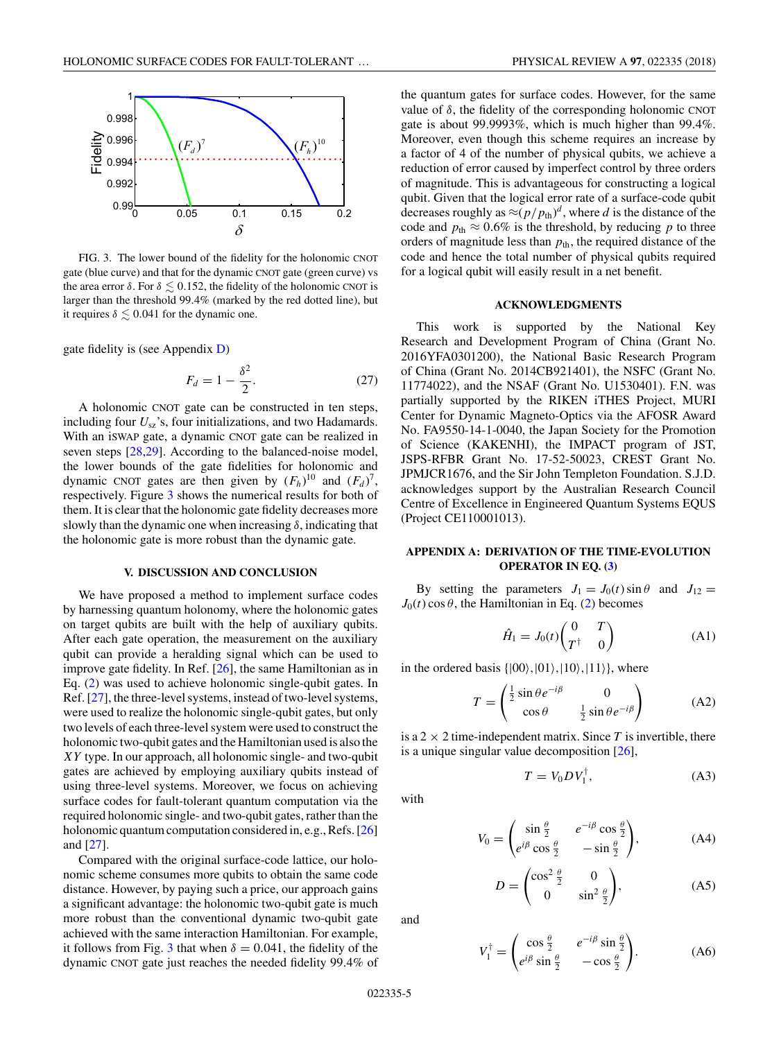FIG. 3. The lower bound of the fidelity for the holonomic CNOT gate (blue curve) and that for the dynamic CNOT gate (green curve) vs the area error $\delta$. For $\delta \lesssim 0.152$, the fidelity of the holonomic CNOT is larger than the threshold 99.4% (marked by the red dotted line), but it requires $\delta \lesssim 0.041$ for the dynamic one.

gate fidelity is (see Appendix D)

$$F_d = 1 - \frac{\delta^2}{2}. \tag{27}$$

A holonomic CNOT gate can be constructed in ten steps, including four $U_{sz}$'s, four initializations, and two Hadamards. With an iSWAP gate, a dynamic CNOT gate can be realized in seven steps [28,29]. According to the balanced-noise model, the lower bounds of the gate fidelities for holonomic and dynamic CNOT gates are then given by $(F_h)^{10}$ and $(F_d)^7$, respectively. Figure 3 shows the numerical results for both of them. It is clear that the holonomic gate fidelity decreases more slowly than the dynamic one when increasing $\delta$, indicating that the holonomic gate is more robust than the dynamic gate.

## V. DISCUSSION AND CONCLUSION

We have proposed a method to implement surface codes by harnessing quantum holonomy, where the holonomic gates on target qubits are built with the help of auxiliary qubits. After each gate operation, the measurement on the auxiliary qubit can provide a heralding signal which can be used to improve gate fidelity. In Ref. [26], the same Hamiltonian as in Eq. (2) was used to achieve holonomic single-qubit gates. In Ref. [27], the three-level systems, instead of two-level systems, were used to realize the holonomic single-qubit gates, but only two levels of each three-level system were used to construct the holonomic two-qubit gates and the Hamiltonian used is also the $XY$ type. In our approach, all holonomic single- and two-qubit gates are achieved by employing auxiliary qubits instead of using three-level systems. Moreover, we focus on achieving surface codes for fault-tolerant quantum computation via the required holonomic single- and two-qubit gates, rather than the holonomic quantum computation considered in, e.g., Refs. [26] and [27].

Compared with the original surface-code lattice, our holonomic scheme consumes more qubits to obtain the same code distance. However, by paying such a price, our approach gains a significant advantage: the holonomic two-qubit gate is much more robust than the conventional dynamic two-qubit gate achieved with the same interaction Hamiltonian. For example, it follows from Fig. 3 that when $\delta = 0.041$, the fidelity of the dynamic CNOT gate just reaches the needed fidelity 99.4% of the quantum gates for surface codes. However, for the same value of $\delta$, the fidelity of the corresponding holonomic CNOT gate is about 99.9993%, which is much higher than 99.4%. Moreover, even though this scheme requires an increase by a factor of 4 of the number of physical qubits, we achieve a reduction of error caused by imperfect control by three orders of magnitude. This is advantageous for constructing a logical qubit. Given that the logical error rate of a surface-code qubit decreases roughly as $\approx (p/p_{\rm th})^d$, where $d$ is the distance of the code and $p_{\rm th} \approx 0.6\%$ is the threshold, by reducing $p$ to three orders of magnitude less than $p_{\rm th}$, the required distance of the code and hence the total number of physical qubits required for a logical qubit will easily result in a net benefit.

## ACKNOWLEDGMENTS

This work is supported by the National Key Research and Development Program of China (Grant No. 2016YFA0301200), the National Basic Research Program of China (Grant No. 2014CB921401), the NSFC (Grant No. 11774022), and the NSAF (Grant No. U1530401). F.N. was partially supported by the RIKEN iTHES Project, MURI Center for Dynamic Magneto-Optics via the AFOSR Award No. FA9550-14-1-0040, the Japan Society for the Promotion of Science (KAKENHI), the IMPACT program of JST, JSPS-RFBR Grant No. 17-52-50023, CREST Grant No. JPMJCR1676, and the Sir John Templeton Foundation. S.J.D. acknowledges support by the Australian Research Council Centre of Excellence in Engineered Quantum Systems EQUS (Project CE110001013).

## APPENDIX A: DERIVATION OF THE TIME-EVOLUTION OPERATOR IN EQ. (3)

By setting the parameters $J_1 = J_0(t)\sin\theta$ and $J_{12} = J_0(t)\cos\theta$, the Hamiltonian in Eq. (2) becomes

$$\hat{H}_1 = J_0(t)\begin{pmatrix} 0 & T \\ T^\dagger & 0 \end{pmatrix} \tag{A1}$$

in the ordered basis $\{|00\rangle, |01\rangle, |10\rangle, |11\rangle\}$, where

$$T = \begin{pmatrix} \frac{1}{2}\sin\theta e^{-i\beta} & 0 \\ \cos\theta & \frac{1}{2}\sin\theta e^{-i\beta} \end{pmatrix} \tag{A2}$$

is a $2 \times 2$ time-independent matrix. Since $T$ is invertible, there is a unique singular value decomposition [26],

$$T = V_0 D V_1^\dagger, \tag{A3}$$

with

$$V_0 = \begin{pmatrix} \sin\frac{\theta}{2} & e^{-i\beta}\cos\frac{\theta}{2} \\ e^{i\beta}\cos\frac{\theta}{2} & -\sin\frac{\theta}{2} \end{pmatrix}, \tag{A4}$$

$$D = \begin{pmatrix} \cos^2\frac{\theta}{2} & 0 \\ 0 & \sin^2\frac{\theta}{2} \end{pmatrix}, \tag{A5}$$

and

$$V_1^\dagger = \begin{pmatrix} \cos\frac{\theta}{2} & e^{-i\beta}\sin\frac{\theta}{2} \\ e^{i\beta}\sin\frac{\theta}{2} & -\cos\frac{\theta}{2} \end{pmatrix}. \tag{A6}$$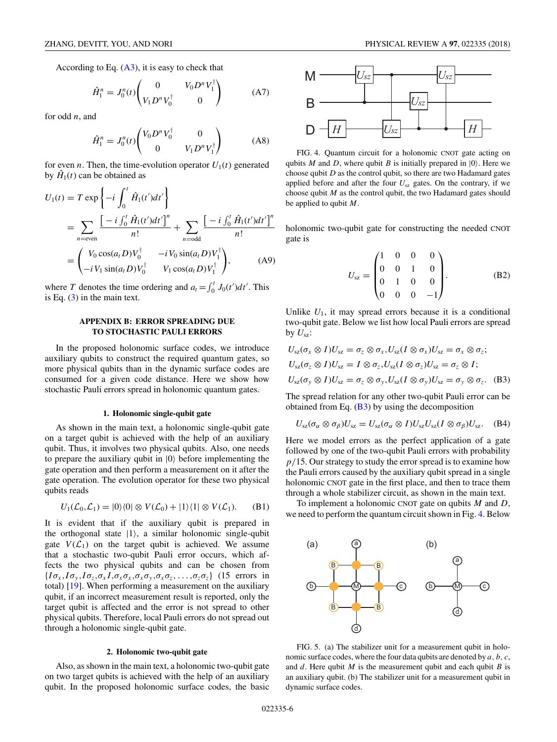According to Eq. (A3), it is easy to check that

$$\hat{H}_1^n = J_0^n(t)\begin{pmatrix} 0 & V_0 D^n V_1^\dagger \\ V_1 D^n V_0^\dagger & 0 \end{pmatrix} \tag{A7}$$

for odd $n$, and

$$\hat{H}_1^n = J_0^n(t)\begin{pmatrix} V_0 D^n V_0^\dagger & 0 \\ 0 & V_1 D^n V_1^\dagger \end{pmatrix} \tag{A8}$$

for even $n$. Then, the time-evolution operator $U_1(t)$ generated by $\hat{H}_1(t)$ can be obtained as

$$\begin{aligned} U_1(t) &= T\exp\left\{-i\int_0^t \hat{H}_1(t')dt'\right\} \\ &= \sum_{n=\text{even}} \frac{\left[-i\int_0^t \hat{H}_1(t')dt'\right]^n}{n!} + \sum_{n=\text{odd}} \frac{\left[-i\int_0^t \hat{H}_1(t')dt'\right]^n}{n!} \\ &= \begin{pmatrix} V_0\cos(a_t D)V_0^\dagger & -iV_0\sin(a_t D)V_1^\dagger \\ -iV_1\sin(a_t D)V_0^\dagger & V_1\cos(a_t D)V_1^\dagger \end{pmatrix}, \end{aligned} \tag{A9}$$

where $T$ denotes the time ordering and $a_t = \int_0^t J_0(t')dt'$. This is Eq. (3) in the main text.

## APPENDIX B: ERROR SPREADING DUE TO STOCHASTIC PAULI ERRORS

In the proposed holonomic surface codes, we introduce auxiliary qubits to construct the required quantum gates, so more physical qubits than in the dynamic surface codes are consumed for a given code distance. Here we show how stochastic Pauli errors spread in holonomic quantum gates.

### 1. Holonomic single-qubit gate

As shown in the main text, a holonomic single-qubit gate on a target qubit is achieved with the help of an auxiliary qubit. Thus, it involves two physical qubits. Also, one needs to prepare the auxiliary qubit in $|0\rangle$ before implementing the gate operation and then perform a measurement on it after the gate operation. The evolution operator for these two physical qubits reads

$$U_1(\mathcal{L}_0,\mathcal{L}_1) = |0\rangle\langle 0| \otimes V(\mathcal{L}_0) + |1\rangle\langle 1| \otimes V(\mathcal{L}_1). \tag{B1}$$

It is evident that if the auxiliary qubit is prepared in the orthogonal state $|1\rangle$, a similar holonomic single-qubit gate $V(\mathcal{L}_1)$ on the target qubit is achieved. We assume that a stochastic two-qubit Pauli error occurs, which affects the two physical qubits and can be chosen from $\{I\sigma_x, I\sigma_y, I\sigma_z, \sigma_x I, \sigma_x\sigma_x, \sigma_x\sigma_y, \sigma_x\sigma_z, \ldots, \sigma_z\sigma_z\}$ (15 errors in total) [19]. When performing a measurement on the auxiliary qubit, if an incorrect measurement result is reported, only the target qubit is affected and the error is not spread to other physical qubits. Therefore, local Pauli errors do not spread out through a holonomic single-qubit gate.

### 2. Holonomic two-qubit gate

Also, as shown in the main text, a holonomic two-qubit gate on two target qubits is achieved with the help of an auxiliary qubit. In the proposed holonomic surface codes, the basic holonomic two-qubit gate for constructing the needed CNOT gate is

FIG. 4. Quantum circuit for a holonomic CNOT gate acting on qubits $M$ and $D$, where qubit $B$ is initially prepared in $|0\rangle$. Here we choose qubit $D$ as the control qubit, so there are two Hadamard gates applied before and after the four $U_{sz}$ gates. On the contrary, if we choose qubit $M$ as the control qubit, the two Hadamard gates should be applied to qubit $M$.

$$U_{sz} = \begin{pmatrix} 1 & 0 & 0 & 0 \\ 0 & 0 & 1 & 0 \\ 0 & 1 & 0 & 0 \\ 0 & 0 & 0 & -1 \end{pmatrix}. \tag{B2}$$

Unlike $U_1$, it may spread errors because it is a conditional two-qubit gate. Below we list how local Pauli errors are spread by $U_{sz}$:

$$\begin{aligned} &U_{sz}(\sigma_x \otimes I)U_{sz} = \sigma_z \otimes \sigma_x, U_{sz}(I \otimes \sigma_x)U_{sz} = \sigma_x \otimes \sigma_z; \\ &U_{sz}(\sigma_z \otimes I)U_{sz} = I \otimes \sigma_z, U_{sz}(I \otimes \sigma_z)U_{sz} = \sigma_z \otimes I; \\ &U_{sz}(\sigma_y \otimes I)U_{sz} = \sigma_z \otimes \sigma_y, U_{sz}(I \otimes \sigma_y)U_{sz} = \sigma_y \otimes \sigma_z. \end{aligned} \tag{B3}$$

The spread relation for any other two-qubit Pauli error can be obtained from Eq. (B3) by using the decomposition

$$U_{sz}(\sigma_\alpha \otimes \sigma_\beta)U_{sz} = U_{sz}(\sigma_\alpha \otimes I)U_{sz}U_{sz}(I \otimes \sigma_\beta)U_{sz}. \tag{B4}$$

Here we model errors as the perfect application of a gate followed by one of the two-qubit Pauli errors with probability $p/15$. Our strategy to study the error spread is to examine how the Pauli errors caused by the auxiliary qubit spread in a single holonomic CNOT gate in the first place, and then to trace them through a whole stabilizer circuit, as shown in the main text.

To implement a holonomic CNOT gate on qubits $M$ and $D$, we need to perform the quantum circuit shown in Fig. 4. Below

FIG. 5. (a) The stabilizer unit for a measurement qubit in holonomic surface codes, where the four data qubits are denoted by $a$, $b$, $c$, and $d$. Here qubit $M$ is the measurement qubit and each qubit $B$ is an auxiliary qubit. (b) The stabilizer unit for a measurement qubit in dynamic surface codes.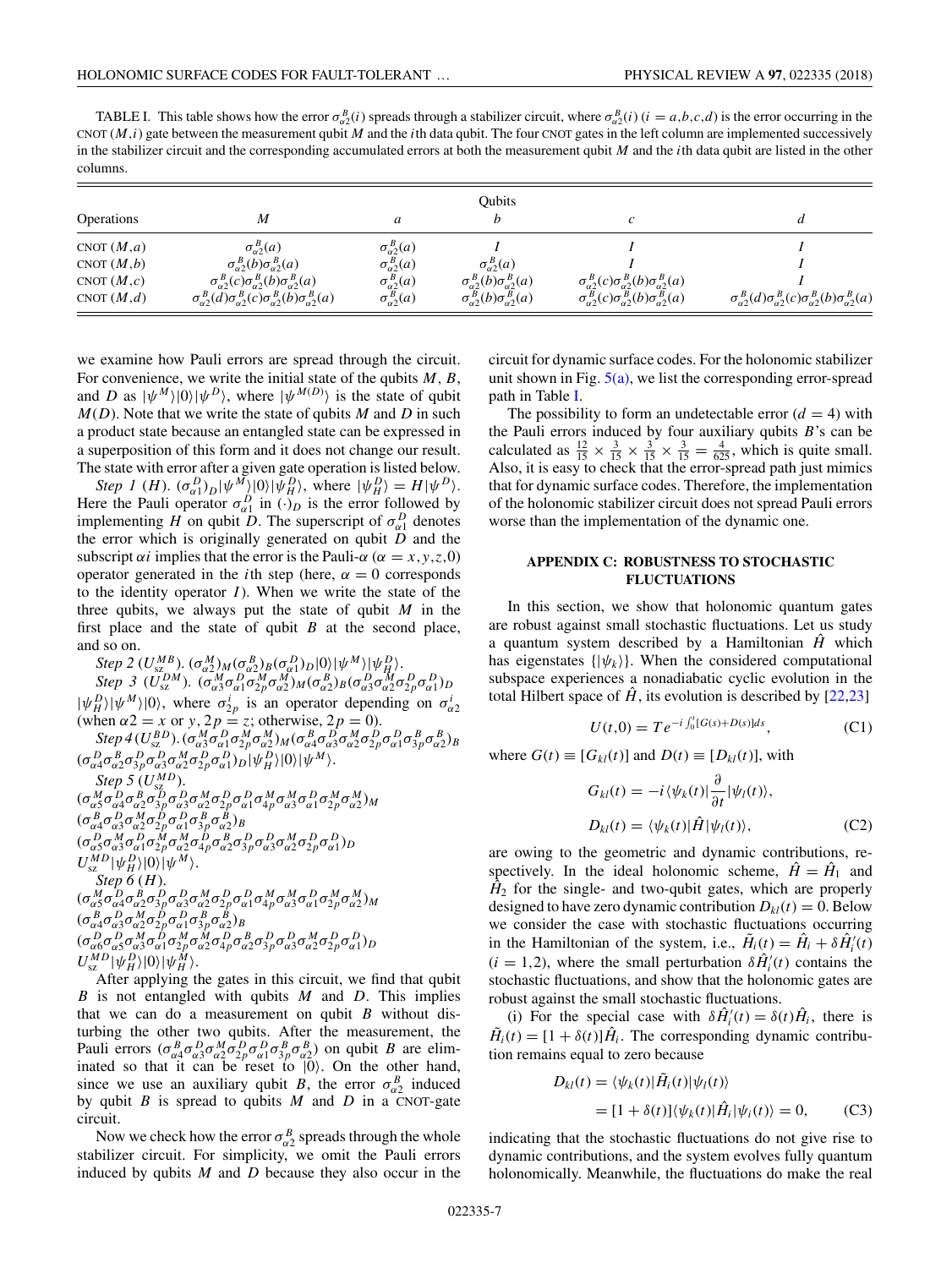TABLE I. This table shows how the error $\sigma_{\alpha 2}^B(i)$ spreads through a stabilizer circuit, where $\sigma_{\alpha 2}^B(i)$ $(i = a,b,c,d)$ is the error occurring in the CNOT $(M,i)$ gate between the measurement qubit $M$ and the $i$th data qubit. The four CNOT gates in the left column are implemented successively in the stabilizer circuit and the corresponding accumulated errors at both the measurement qubit $M$ and the $i$th data qubit are listed in the other columns.

| Operations | Qubits | | | | |
|---|---|---|---|---|---|
| | $M$ | $a$ | $b$ | $c$ | $d$ |
| CNOT $(M,a)$ | $\sigma_{\alpha 2}^B(a)$ | $\sigma_{\alpha 2}^B(a)$ | $I$ | $I$ | $I$ |
| CNOT $(M,b)$ | $\sigma_{\alpha 2}^B(b)\sigma_{\alpha 2}^B(a)$ | $\sigma_{\alpha 2}^B(a)$ | $\sigma_{\alpha 2}^B(a)$ | $I$ | $I$ |
| CNOT $(M,c)$ | $\sigma_{\alpha 2}^B(c)\sigma_{\alpha 2}^B(b)\sigma_{\alpha 2}^B(a)$ | $\sigma_{\alpha 2}^B(a)$ | $\sigma_{\alpha 2}^B(b)\sigma_{\alpha 2}^B(a)$ | $\sigma_{\alpha 2}^B(c)\sigma_{\alpha 2}^B(b)\sigma_{\alpha 2}^B(a)$ | $I$ |
| CNOT $(M,d)$ | $\sigma_{\alpha 2}^B(d)\sigma_{\alpha 2}^B(c)\sigma_{\alpha 2}^B(b)\sigma_{\alpha 2}^B(a)$ | $\sigma_{\alpha 2}^B(a)$ | $\sigma_{\alpha 2}^B(b)\sigma_{\alpha 2}^B(a)$ | $\sigma_{\alpha 2}^B(c)\sigma_{\alpha 2}^B(b)\sigma_{\alpha 2}^B(a)$ | $\sigma_{\alpha 2}^B(d)\sigma_{\alpha 2}^B(c)\sigma_{\alpha 2}^B(b)\sigma_{\alpha 2}^B(a)$ |

we examine how Pauli errors are spread through the circuit. For convenience, we write the initial state of the qubits $M$, $B$, and $D$ as $|\psi^M\rangle|0\rangle|\psi^D\rangle$, where $|\psi^{M(D)}\rangle$ is the state of qubit $M(D)$. Note that we write the state of qubits $M$ and $D$ in such a product state because an entangled state can be expressed in a superposition of this form and it does not change our result. The state with error after a given gate operation is listed below.

*Step 1* ($H$). $(\sigma_{\alpha 1}^D)_D|\psi^M\rangle|0\rangle|\psi_H^D\rangle$, where $|\psi_H^D\rangle = H|\psi^D\rangle$. Here the Pauli operator $\sigma_{\alpha 1}^D$ in $(\cdot)_D$ is the error followed by implementing $H$ on qubit $D$. The superscript of $\sigma_{\alpha 1}^D$ denotes the error which is originally generated on qubit $D$ and the subscript $\alpha i$ implies that the error is the Pauli-$\alpha$ ($\alpha = x,y,z,0$) operator generated in the $i$th step (here, $\alpha = 0$ corresponds to the identity operator $I$). When we write the state of the three qubits, we always put the state of qubit $M$ in the first place and the state of qubit $B$ at the second place, and so on.

*Step 2* ($U_{\rm sz}^{MB}$). $(\sigma_{\alpha 2}^M)_M(\sigma_{\alpha 2}^B)_B(\sigma_{\alpha 1}^D)_D|0\rangle|\psi^M\rangle|\psi_H^D\rangle$.

*Step 3* ($U_{\rm sz}^{DM}$). $(\sigma_{\alpha 3}^M\sigma_{\alpha 1}^D\sigma_{2p}^M\sigma_{\alpha 2}^M)_M(\sigma_{\alpha 2}^B)_B(\sigma_{\alpha 3}^D\sigma_{\alpha 2}^M\sigma_{2p}^D\sigma_{\alpha 1}^D)_D|\psi_H^D\rangle|\psi^M\rangle|0\rangle$, where $\sigma_{2p}^i$ is an operator depending on $\sigma_{\alpha 2}^i$ (when $\alpha 2 = x$ or $y$, $2p = z$; otherwise, $2p = 0$).

*Step 4* ($U_{\rm sz}^{BD}$). $(\sigma_{\alpha 3}^M\sigma_{\alpha 1}^D\sigma_{2p}^M\sigma_{\alpha 2}^M)_M(\sigma_{\alpha 4}^B\sigma_{\alpha 3}^D\sigma_{\alpha 2}^M\sigma_{2p}^D\sigma_{\alpha 1}^D\sigma_{3p}^B\sigma_{\alpha 2}^B)_B(\sigma_{\alpha 4}^D\sigma_{\alpha 2}^B\sigma_{3p}^D\sigma_{\alpha 3}^D\sigma_{\alpha 2}^M\sigma_{2p}^D\sigma_{\alpha 1}^D)_D|\psi_H^D\rangle|0\rangle|\psi^M\rangle$.

*Step 5* ($U_{\rm sz}^{MD}$).
$(\sigma_{\alpha 5}^M\sigma_{\alpha 4}^D\sigma_{\alpha 2}^B\sigma_{3p}^D\sigma_{\alpha 3}^D\sigma_{\alpha 2}^M\sigma_{2p}^D\sigma_{\alpha 1}^D\sigma_{4p}^M\sigma_{\alpha 3}^M\sigma_{\alpha 1}^D\sigma_{2p}^M\sigma_{\alpha 2}^M)_M$
$(\sigma_{\alpha 4}^B\sigma_{\alpha 3}^D\sigma_{\alpha 2}^M\sigma_{2p}^D\sigma_{\alpha 1}^D\sigma_{3p}^B\sigma_{\alpha 2}^B)_B$
$(\sigma_{\alpha 5}^D\sigma_{\alpha 3}^M\sigma_{\alpha 1}^D\sigma_{2p}^M\sigma_{\alpha 2}^M\sigma_{4p}^D\sigma_{\alpha 2}^B\sigma_{3p}^D\sigma_{\alpha 3}^D\sigma_{\alpha 2}^M\sigma_{2p}^D\sigma_{\alpha 1}^D)_D$
$U_{\rm sz}^{MD}|\psi_H^D\rangle|0\rangle|\psi^M\rangle$.

*Step 6* ($H$).
$(\sigma_{\alpha 5}^M\sigma_{\alpha 4}^D\sigma_{\alpha 2}^B\sigma_{3p}^D\sigma_{\alpha 3}^D\sigma_{\alpha 2}^M\sigma_{2p}^D\sigma_{\alpha 1}^D\sigma_{4p}^M\sigma_{\alpha 3}^M\sigma_{\alpha 1}^D\sigma_{2p}^M\sigma_{\alpha 2}^M)_M$
$(\sigma_{\alpha 4}^B\sigma_{\alpha 3}^D\sigma_{\alpha 2}^M\sigma_{2p}^D\sigma_{\alpha 1}^D\sigma_{3p}^B\sigma_{\alpha 2}^B)_B$
$(\sigma_{\alpha 6}^D\sigma_{\alpha 5}^M\sigma_{\alpha 3}^M\sigma_{\alpha 1}^D\sigma_{2p}^M\sigma_{\alpha 2}^M\sigma_{4p}^D\sigma_{\alpha 2}^B\sigma_{3p}^D\sigma_{\alpha 3}^D\sigma_{\alpha 2}^M\sigma_{2p}^D\sigma_{\alpha 1}^D)_D$
$U_{\rm sz}^{MD}|\psi_H^D\rangle|0\rangle|\psi_H^M\rangle$.

After applying the gates in this circuit, we find that qubit $B$ is not entangled with qubits $M$ and $D$. This implies that we can do a measurement on qubit $B$ without disturbing the other two qubits. After the measurement, the Pauli errors $(\sigma_{\alpha 4}^B\sigma_{\alpha 3}^D\sigma_{\alpha 2}^M\sigma_{2p}^D\sigma_{\alpha 1}^D\sigma_{3p}^B\sigma_{\alpha 2}^B)$ on qubit $B$ are eliminated so that it can be reset to $|0\rangle$. On the other hand, since we use an auxiliary qubit $B$, the error $\sigma_{\alpha 2}^B$ induced by qubit $B$ is spread to qubits $M$ and $D$ in a CNOT-gate circuit.

Now we check how the error $\sigma_{\alpha 2}^B$ spreads through the whole stabilizer circuit. For simplicity, we omit the Pauli errors induced by qubits $M$ and $D$ because they also occur in the circuit for dynamic surface codes. For the holonomic stabilizer unit shown in Fig. 5(a), we list the corresponding error-spread path in Table I.

The possibility to form an undetectable error ($d = 4$) with the Pauli errors induced by four auxiliary qubits $B$'s can be calculated as $\frac{12}{15} \times \frac{3}{15} \times \frac{3}{15} \times \frac{3}{15} = \frac{4}{625}$, which is quite small. Also, it is easy to check that the error-spread path just mimics that for dynamic surface codes. Therefore, the implementation of the holonomic stabilizer circuit does not spread Pauli errors worse than the implementation of the dynamic one.

## APPENDIX C: ROBUSTNESS TO STOCHASTIC FLUCTUATIONS

In this section, we show that holonomic quantum gates are robust against small stochastic fluctuations. Let us study a quantum system described by a Hamiltonian $\hat{H}$ which has eigenstates $\{|\psi_k\rangle\}$. When the considered computational subspace experiences a nonadiabatic cyclic evolution in the total Hilbert space of $\hat{H}$, its evolution is described by [22,23]

$$U(t,0) = Te^{-i\int_0^t [G(s)+D(s)]ds}, \tag{C1}$$

where $G(t) \equiv [G_{kl}(t)]$ and $D(t) \equiv [D_{kl}(t)]$, with

$$G_{kl}(t) = -i\langle\psi_k(t)|\frac{\partial}{\partial t}|\psi_l(t)\rangle,$$
$$D_{kl}(t) = \langle\psi_k(t)|\hat{H}|\psi_l(t)\rangle, \tag{C2}$$

are owing to the geometric and dynamic contributions, respectively. In the ideal holonomic scheme, $\hat{H} = \hat{H}_1$ and $\hat{H}_2$ for the single- and two-qubit gates, which are properly designed to have zero dynamic contribution $D_{kl}(t) = 0$. Below we consider the case with stochastic fluctuations occurring in the Hamiltonian of the system, i.e., $\tilde{H}_i(t) = \hat{H}_i + \delta\hat{H}_i'(t)$ $(i = 1,2)$, where the small perturbation $\delta\hat{H}_i'(t)$ contains the stochastic fluctuations, and show that the holonomic gates are robust against the small stochastic fluctuations.

(i) For the special case with $\delta\hat{H}_i'(t) = \delta(t)\hat{H}_i$, there is $\tilde{H}_i(t) = [1+\delta(t)]\hat{H}_i$. The corresponding dynamic contribution remains equal to zero because

$$\begin{aligned} D_{kl}(t) &= \langle\psi_k(t)|\tilde{H}_i(t)|\psi_l(t)\rangle \\ &= [1+\delta(t)]\langle\psi_k(t)|\hat{H}_i|\psi_l(t)\rangle = 0, \end{aligned} \tag{C3}$$

indicating that the stochastic fluctuations do not give rise to dynamic contributions, and the system evolves fully quantum holonomically. Meanwhile, the fluctuations do make the real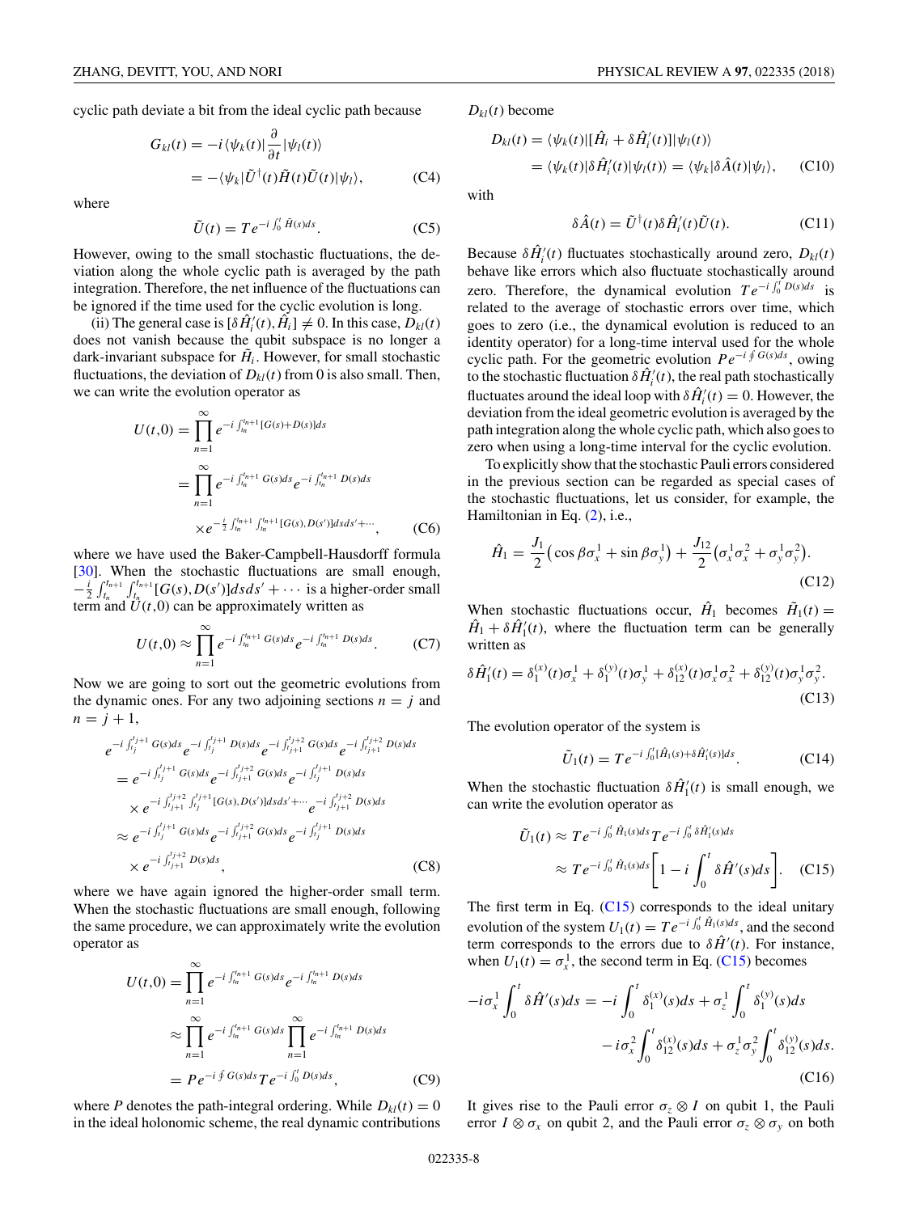cyclic path deviate a bit from the ideal cyclic path because

$$G_{kl}(t) = -i\langle\psi_k(t)|\frac{\partial}{\partial t}|\psi_l(t)\rangle$$
$$= -\langle\psi_k|\tilde{U}^\dagger(t)\tilde{H}(t)\tilde{U}(t)|\psi_l\rangle, \qquad \text{(C4)}$$

where

$$\tilde{U}(t) = Te^{-i\int_0^t \tilde{H}(s)ds}. \qquad \text{(C5)}$$

However, owing to the small stochastic fluctuations, the deviation along the whole cyclic path is averaged by the path integration. Therefore, the net influence of the fluctuations can be ignored if the time used for the cyclic evolution is long.

(ii) The general case is $[\delta\hat{H}_i'(t),\hat{H}_i] \neq 0$. In this case, $D_{kl}(t)$ does not vanish because the qubit subspace is no longer a dark-invariant subspace for $\tilde{H}_i$. However, for small stochastic fluctuations, the deviation of $D_{kl}(t)$ from 0 is also small. Then, we can write the evolution operator as

$$U(t,0) = \prod_{n=1}^{\infty} e^{-i\int_{t_n}^{t_{n+1}}[G(s)+D(s)]ds}$$
$$= \prod_{n=1}^{\infty} e^{-i\int_{t_n}^{t_{n+1}}G(s)ds}e^{-i\int_{t_n}^{t_{n+1}}D(s)ds}$$
$$\times e^{-\frac{i}{2}\int_{t_n}^{t_{n+1}}\int_{t_n}^{t_{n+1}}[G(s),D(s')]dsds'+\cdots}, \qquad \text{(C6)}$$

where we have used the Baker-Campbell-Hausdorff formula [30]. When the stochastic fluctuations are small enough, $-\frac{i}{2}\int_{t_n}^{t_{n+1}}\int_{t_n}^{t_{n+1}}[G(s),D(s')]dsds'+\cdots$ is a higher-order small term and $U(t,0)$ can be approximately written as

$$U(t,0) \approx \prod_{n=1}^{\infty} e^{-i\int_{t_n}^{t_{n+1}}G(s)ds}e^{-i\int_{t_n}^{t_{n+1}}D(s)ds}. \qquad \text{(C7)}$$

Now we are going to sort out the geometric evolutions from the dynamic ones. For any two adjoining sections $n=j$ and $n=j+1$,

$$e^{-i\int_{t_j}^{t_{j+1}}G(s)ds}e^{-i\int_{t_j}^{t_{j+1}}D(s)ds}e^{-i\int_{t_{j+1}}^{t_{j+2}}G(s)ds}e^{-i\int_{t_{j+1}}^{t_{j+2}}D(s)ds}$$
$$= e^{-i\int_{t_j}^{t_{j+1}}G(s)ds}e^{-i\int_{t_{j+1}}^{t_{j+2}}G(s)ds}e^{-i\int_{t_j}^{t_{j+1}}D(s)ds}$$
$$\times e^{-i\int_{t_{j+1}}^{t_{j+2}}\int_{t_j}^{t_{j+1}}[G(s),D(s')]dsds'+\cdots}e^{-i\int_{t_{j+1}}^{t_{j+2}}D(s)ds}$$
$$\approx e^{-i\int_{t_j}^{t_{j+1}}G(s)ds}e^{-i\int_{t_{j+1}}^{t_{j+2}}G(s)ds}e^{-i\int_{t_j}^{t_{j+1}}D(s)ds}$$
$$\times e^{-i\int_{t_{j+1}}^{t_{j+2}}D(s)ds}, \qquad \text{(C8)}$$

where we have again ignored the higher-order small term. When the stochastic fluctuations are small enough, following the same procedure, we can approximately write the evolution operator as

$$U(t,0) = \prod_{n=1}^{\infty} e^{-i\int_{t_n}^{t_{n+1}}G(s)ds}e^{-i\int_{t_n}^{t_{n+1}}D(s)ds}$$
$$\approx \prod_{n=1}^{\infty} e^{-i\int_{t_n}^{t_{n+1}}G(s)ds}\prod_{n=1}^{\infty} e^{-i\int_{t_n}^{t_{n+1}}D(s)ds}$$
$$= Pe^{-i\oint G(s)ds}Te^{-i\int_0^t D(s)ds}, \qquad \text{(C9)}$$

where $P$ denotes the path-integral ordering. While $D_{kl}(t)=0$ in the ideal holonomic scheme, the real dynamic contributions $D_{kl}(t)$ become

$$D_{kl}(t) = \langle\psi_k(t)|[\hat{H}_i+\delta\hat{H}_i'(t)]|\psi_l(t)\rangle$$
$$= \langle\psi_k(t)|\delta\hat{H}_i'(t)|\psi_l(t)\rangle = \langle\psi_k|\delta\hat{A}(t)|\psi_l\rangle, \qquad \text{(C10)}$$

with

$$\delta\hat{A}(t) = \tilde{U}^\dagger(t)\delta\hat{H}_i'(t)\tilde{U}(t). \qquad \text{(C11)}$$

Because $\delta\hat{H}_i'(t)$ fluctuates stochastically around zero, $D_{kl}(t)$ behave like errors which also fluctuate stochastically around zero. Therefore, the dynamical evolution $Te^{-i\int_0^t D(s)ds}$ is related to the average of stochastic errors over time, which goes to zero (i.e., the dynamical evolution is reduced to an identity operator) for a long-time interval used for the whole cyclic path. For the geometric evolution $Pe^{-i\oint G(s)ds}$, owing to the stochastic fluctuation $\delta\hat{H}_i'(t)$, the real path stochastically fluctuates around the ideal loop with $\delta\hat{H}_i'(t)=0$. However, the deviation from the ideal geometric evolution is averaged by the path integration along the whole cyclic path, which also goes to zero when using a long-time interval for the cyclic evolution.

To explicitly show that the stochastic Pauli errors considered in the previous section can be regarded as special cases of the stochastic fluctuations, let us consider, for example, the Hamiltonian in Eq. (2), i.e.,

$$\hat{H}_1 = \frac{J_1}{2}\left(\cos\beta\sigma_x^1+\sin\beta\sigma_y^1\right)+\frac{J_{12}}{2}\left(\sigma_x^1\sigma_x^2+\sigma_y^1\sigma_y^2\right). \qquad \text{(C12)}$$

When stochastic fluctuations occur, $\hat{H}_1$ becomes $\tilde{H}_1(t) = \hat{H}_1+\delta\hat{H}_1'(t)$, where the fluctuation term can be generally written as

$$\delta\hat{H}_1'(t) = \delta_1^{(x)}(t)\sigma_x^1+\delta_1^{(y)}(t)\sigma_y^1+\delta_{12}^{(x)}(t)\sigma_x^1\sigma_x^2+\delta_{12}^{(y)}(t)\sigma_y^1\sigma_y^2. \qquad \text{(C13)}$$

The evolution operator of the system is

$$\tilde{U}_1(t) = Te^{-i\int_0^t[\hat{H}_1(s)+\delta\hat{H}_1'(s)]ds}. \qquad \text{(C14)}$$

When the stochastic fluctuation $\delta\hat{H}_1'(t)$ is small enough, we can write the evolution operator as

$$\tilde{U}_1(t) \approx Te^{-i\int_0^t\hat{H}_1(s)ds}Te^{-i\int_0^t\delta\hat{H}_1'(s)ds}$$
$$\approx Te^{-i\int_0^t\hat{H}_1(s)ds}\left[1-i\int_0^t\delta\hat{H}'(s)ds\right]. \qquad \text{(C15)}$$

The first term in Eq. (C15) corresponds to the ideal unitary evolution of the system $U_1(t) = Te^{-i\int_0^t\hat{H}_1(s)ds}$, and the second term corresponds to the errors due to $\delta\hat{H}'(t)$. For instance, when $U_1(t)=\sigma_x^1$, the second term in Eq. (C15) becomes

$$-i\sigma_x^1\int_0^t\delta\hat{H}'(s)ds = -i\int_0^t\delta_1^{(x)}(s)ds+\sigma_z^1\int_0^t\delta_1^{(y)}(s)ds$$
$$-i\sigma_x^2\int_0^t\delta_{12}^{(x)}(s)ds+\sigma_z^1\sigma_y^2\int_0^t\delta_{12}^{(y)}(s)ds. \qquad \text{(C16)}$$

It gives rise to the Pauli error $\sigma_z\otimes I$ on qubit 1, the Pauli error $I\otimes\sigma_x$ on qubit 2, and the Pauli error $\sigma_z\otimes\sigma_y$ on both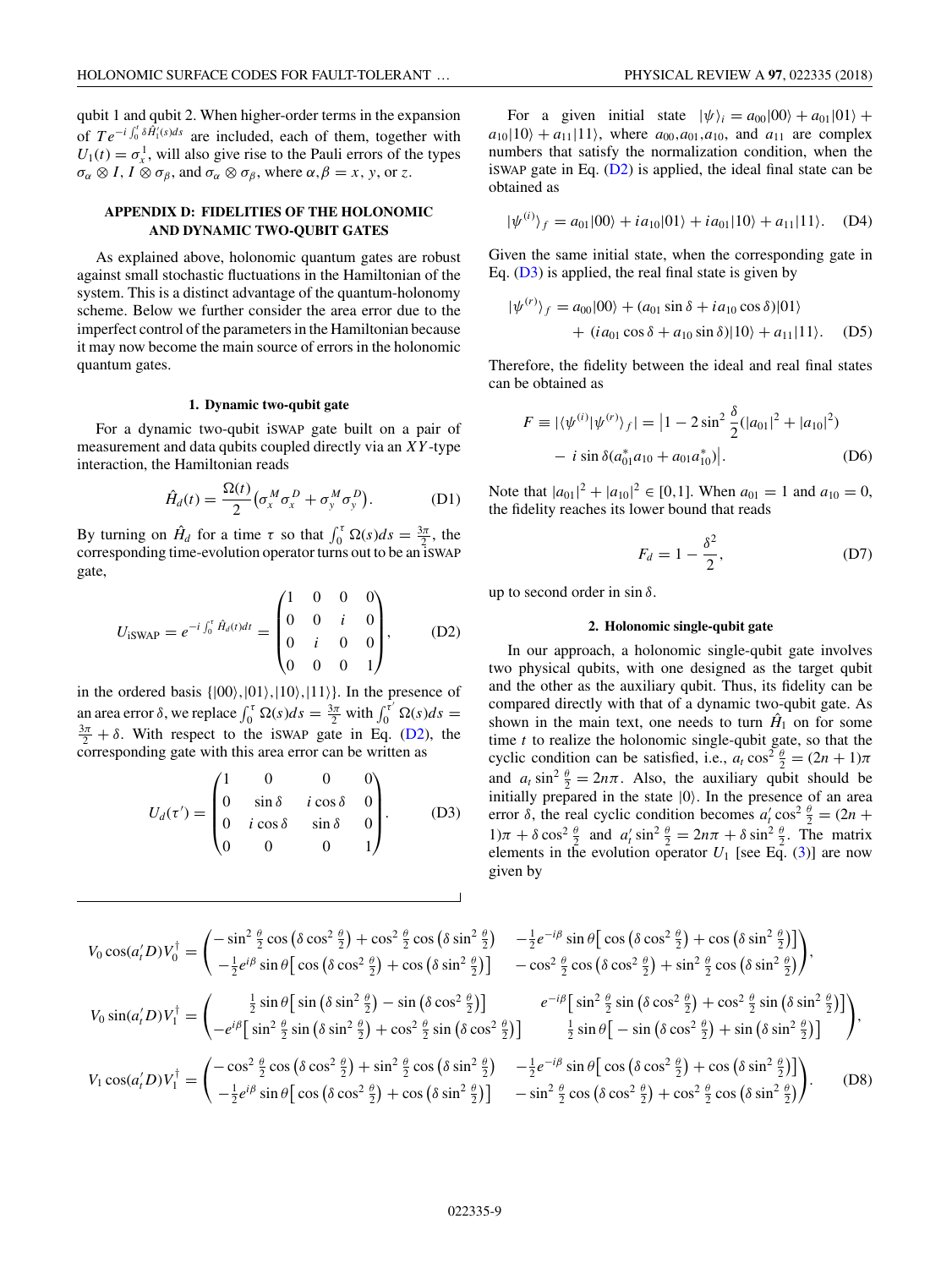qubit 1 and qubit 2. When higher-order terms in the expansion of $Te^{-i\int_0^t \delta \hat{H}_1'(s)ds}$ are included, each of them, together with $U_1(t) = \sigma_x^1$, will also give rise to the Pauli errors of the types $\sigma_\alpha \otimes I$, $I \otimes \sigma_\beta$, and $\sigma_\alpha \otimes \sigma_\beta$, where $\alpha,\beta = x,\, y$, or $z$.

## APPENDIX D: FIDELITIES OF THE HOLONOMIC AND DYNAMIC TWO-QUBIT GATES

As explained above, holonomic quantum gates are robust against small stochastic fluctuations in the Hamiltonian of the system. This is a distinct advantage of the quantum-holonomy scheme. Below we further consider the area error due to the imperfect control of the parameters in the Hamiltonian because it may now become the main source of errors in the holonomic quantum gates.

### 1. Dynamic two-qubit gate

For a dynamic two-qubit iSWAP gate built on a pair of measurement and data qubits coupled directly via an $XY$-type interaction, the Hamiltonian reads

$$\hat{H}_d(t) = \frac{\Omega(t)}{2}\big(\sigma_x^M \sigma_x^D + \sigma_y^M \sigma_y^D\big). \tag{D1}$$

By turning on $\hat{H}_d$ for a time $\tau$ so that $\int_0^\tau \Omega(s)ds = \frac{3\pi}{2}$, the corresponding time-evolution operator turns out to be an iSWAP gate,

$$U_{\text{iSWAP}} = e^{-i\int_0^\tau \hat{H}_d(t)dt} = \begin{pmatrix} 1 & 0 & 0 & 0 \\ 0 & 0 & i & 0 \\ 0 & i & 0 & 0 \\ 0 & 0 & 0 & 1 \end{pmatrix}, \tag{D2}$$

in the ordered basis $\{|00\rangle,|01\rangle,|10\rangle,|11\rangle\}$. In the presence of an area error $\delta$, we replace $\int_0^\tau \Omega(s)ds = \frac{3\pi}{2}$ with $\int_0^{\tau'} \Omega(s)ds = \frac{3\pi}{2} + \delta$. With respect to the iSWAP gate in Eq. (D2), the corresponding gate with this area error can be written as

$$U_d(\tau') = \begin{pmatrix} 1 & 0 & 0 & 0 \\ 0 & \sin\delta & i\cos\delta & 0 \\ 0 & i\cos\delta & \sin\delta & 0 \\ 0 & 0 & 0 & 1 \end{pmatrix}. \tag{D3}$$

For a given initial state $|\psi\rangle_i = a_{00}|00\rangle + a_{01}|01\rangle + a_{10}|10\rangle + a_{11}|11\rangle$, where $a_{00}, a_{01}, a_{10}$, and $a_{11}$ are complex numbers that satisfy the normalization condition, when the iSWAP gate in Eq. (D2) is applied, the ideal final state can be obtained as

$$|\psi^{(i)}\rangle_f = a_{01}|00\rangle + ia_{10}|01\rangle + ia_{01}|10\rangle + a_{11}|11\rangle. \tag{D4}$$

Given the same initial state, when the corresponding gate in Eq. (D3) is applied, the real final state is given by

$$|\psi^{(r)}\rangle_f = a_{00}|00\rangle + (a_{01}\sin\delta + ia_{10}\cos\delta)|01\rangle + (ia_{01}\cos\delta + a_{10}\sin\delta)|10\rangle + a_{11}|11\rangle. \tag{D5}$$

Therefore, the fidelity between the ideal and real final states can be obtained as

$$F \equiv |\langle\psi^{(i)}|\psi^{(r)}\rangle_f| = \big|1 - 2\sin^2\frac{\delta}{2}(|a_{01}|^2 + |a_{10}|^2) - i\sin\delta(a_{01}^* a_{10} + a_{01}a_{10}^*)\big|. \tag{D6}$$

Note that $|a_{01}|^2 + |a_{10}|^2 \in [0,1]$. When $a_{01} = 1$ and $a_{10} = 0$, the fidelity reaches its lower bound that reads

$$F_d = 1 - \frac{\delta^2}{2}, \tag{D7}$$

up to second order in $\sin\delta$.

### 2. Holonomic single-qubit gate

In our approach, a holonomic single-qubit gate involves two physical qubits, with one designed as the target qubit and the other as the auxiliary qubit. Thus, its fidelity can be compared directly with that of a dynamic two-qubit gate. As shown in the main text, one needs to turn $\hat{H}_1$ on for some time $t$ to realize the holonomic single-qubit gate, so that the cyclic condition can be satisfied, i.e., $a_t\cos^2\frac{\theta}{2} = (2n+1)\pi$ and $a_t\sin^2\frac{\theta}{2} = 2n\pi$. Also, the auxiliary qubit should be initially prepared in the state $|0\rangle$. In the presence of an area error $\delta$, the real cyclic condition becomes $a_t'\cos^2\frac{\theta}{2} = (2n+1)\pi + \delta\cos^2\frac{\theta}{2}$ and $a_t'\sin^2\frac{\theta}{2} = 2n\pi + \delta\sin^2\frac{\theta}{2}$. The matrix elements in the evolution operator $U_1$ [see Eq. (3)] are now given by

$$\begin{aligned}
V_0\cos(a_t'D)V_0^\dagger &= \begin{pmatrix} -\sin^2\frac{\theta}{2}\cos\left(\delta\cos^2\frac{\theta}{2}\right) + \cos^2\frac{\theta}{2}\cos\left(\delta\sin^2\frac{\theta}{2}\right) & -\frac{1}{2}e^{-i\beta}\sin\theta\left[\cos\left(\delta\cos^2\frac{\theta}{2}\right) + \cos\left(\delta\sin^2\frac{\theta}{2}\right)\right] \\ -\frac{1}{2}e^{i\beta}\sin\theta\left[\cos\left(\delta\cos^2\frac{\theta}{2}\right) + \cos\left(\delta\sin^2\frac{\theta}{2}\right)\right] & -\cos^2\frac{\theta}{2}\cos\left(\delta\cos^2\frac{\theta}{2}\right) + \sin^2\frac{\theta}{2}\cos\left(\delta\sin^2\frac{\theta}{2}\right) \end{pmatrix}, \\
V_0\sin(a_t'D)V_1^\dagger &= \begin{pmatrix} \frac{1}{2}\sin\theta\left[\sin\left(\delta\sin^2\frac{\theta}{2}\right) - \sin\left(\delta\cos^2\frac{\theta}{2}\right)\right] & e^{-i\beta}\left[\sin^2\frac{\theta}{2}\sin\left(\delta\cos^2\frac{\theta}{2}\right) + \cos^2\frac{\theta}{2}\sin\left(\delta\sin^2\frac{\theta}{2}\right)\right] \\ -e^{i\beta}\left[\sin^2\frac{\theta}{2}\sin\left(\delta\sin^2\frac{\theta}{2}\right) + \cos^2\frac{\theta}{2}\sin\left(\delta\cos^2\frac{\theta}{2}\right)\right] & \frac{1}{2}\sin\theta\left[-\sin\left(\delta\cos^2\frac{\theta}{2}\right) + \sin\left(\delta\sin^2\frac{\theta}{2}\right)\right] \end{pmatrix}, \\
V_1\cos(a_t'D)V_1^\dagger &= \begin{pmatrix} -\cos^2\frac{\theta}{2}\cos\left(\delta\cos^2\frac{\theta}{2}\right) + \sin^2\frac{\theta}{2}\cos\left(\delta\sin^2\frac{\theta}{2}\right) & -\frac{1}{2}e^{-i\beta}\sin\theta\left[\cos\left(\delta\cos^2\frac{\theta}{2}\right) + \cos\left(\delta\sin^2\frac{\theta}{2}\right)\right] \\ -\frac{1}{2}e^{i\beta}\sin\theta\left[\cos\left(\delta\cos^2\frac{\theta}{2}\right) + \cos\left(\delta\sin^2\frac{\theta}{2}\right)\right] & -\sin^2\frac{\theta}{2}\cos\left(\delta\cos^2\frac{\theta}{2}\right) + \cos^2\frac{\theta}{2}\cos\left(\delta\sin^2\frac{\theta}{2}\right) \end{pmatrix}.
\end{aligned} \tag{D8}$$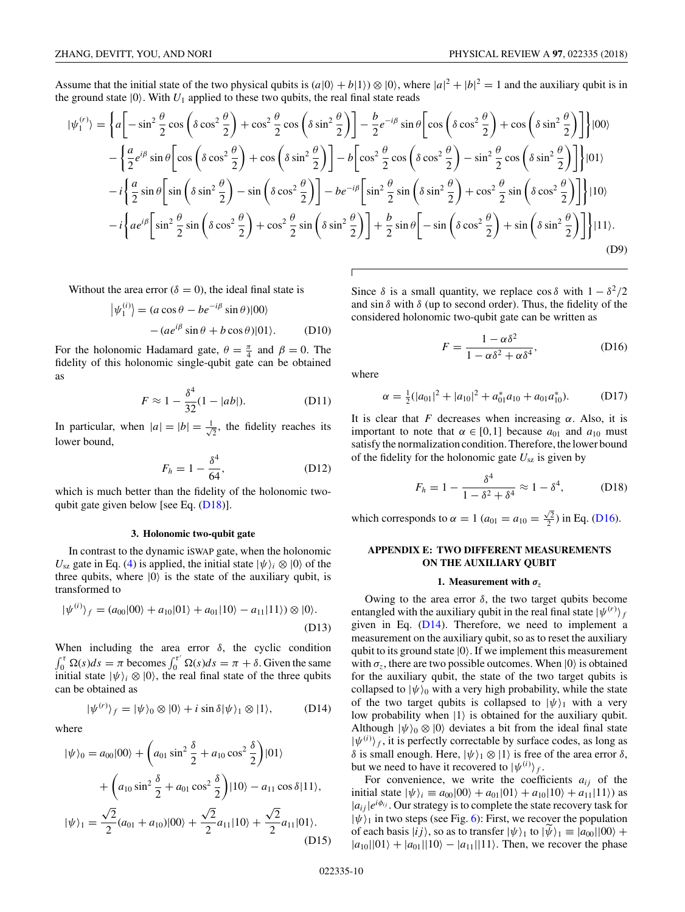Assume that the initial state of the two physical qubits is $(a|0\rangle + b|1\rangle) \otimes |0\rangle$, where $|a|^2 + |b|^2 = 1$ and the auxiliary qubit is in the ground state $|0\rangle$. With $U_1$ applied to these two qubits, the real final state reads

$$
\begin{aligned}
|\psi_1^{(r)}\rangle = &\left\{ a\left[ -\sin^2\frac{\theta}{2}\cos\left(\delta\cos^2\frac{\theta}{2}\right) + \cos^2\frac{\theta}{2}\cos\left(\delta\sin^2\frac{\theta}{2}\right)\right] - \frac{b}{2}e^{-i\beta}\sin\theta\left[\cos\left(\delta\cos^2\frac{\theta}{2}\right) + \cos\left(\delta\sin^2\frac{\theta}{2}\right)\right]\right\}|00\rangle \\
&- \left\{ \frac{a}{2}e^{i\beta}\sin\theta\left[\cos\left(\delta\cos^2\frac{\theta}{2}\right) + \cos\left(\delta\sin^2\frac{\theta}{2}\right)\right] - b\left[\cos^2\frac{\theta}{2}\cos\left(\delta\cos^2\frac{\theta}{2}\right) - \sin^2\frac{\theta}{2}\cos\left(\delta\sin^2\frac{\theta}{2}\right)\right]\right\}|01\rangle \\
&- i\left\{ \frac{a}{2}\sin\theta\left[\sin\left(\delta\sin^2\frac{\theta}{2}\right) - \sin\left(\delta\cos^2\frac{\theta}{2}\right)\right] - be^{-i\beta}\left[\sin^2\frac{\theta}{2}\sin\left(\delta\sin^2\frac{\theta}{2}\right) + \cos^2\frac{\theta}{2}\sin\left(\delta\cos^2\frac{\theta}{2}\right)\right]\right\}|10\rangle \\
&- i\left\{ ae^{i\beta}\left[\sin^2\frac{\theta}{2}\sin\left(\delta\cos^2\frac{\theta}{2}\right) + \cos^2\frac{\theta}{2}\sin\left(\delta\sin^2\frac{\theta}{2}\right)\right] + \frac{b}{2}\sin\theta\left[-\sin\left(\delta\cos^2\frac{\theta}{2}\right) + \sin\left(\delta\sin^2\frac{\theta}{2}\right)\right]\right\}|11\rangle.
\end{aligned}
\tag{D9}
$$

Without the area error ($\delta = 0$), the ideal final state is

$$
\begin{aligned}
|\psi_1^{(i)}\rangle &= (a\cos\theta - be^{-i\beta}\sin\theta)|00\rangle \\
&\quad - (ae^{i\beta}\sin\theta + b\cos\theta)|01\rangle.
\end{aligned}
\tag{D10}
$$

For the holonomic Hadamard gate, $\theta = \frac{\pi}{4}$ and $\beta = 0$. The fidelity of this holonomic single-qubit gate can be obtained as

$$
F \approx 1 - \frac{\delta^4}{32}(1 - |ab|). \tag{D11}
$$

In particular, when $|a| = |b| = \frac{1}{\sqrt{2}}$, the fidelity reaches its lower bound,

$$
F_h = 1 - \frac{\delta^4}{64}, \tag{D12}
$$

which is much better than the fidelity of the holonomic two-qubit gate given below [see Eq. (D18)].

### 3. Holonomic two-qubit gate

In contrast to the dynamic iSWAP gate, when the holonomic $U_{sz}$ gate in Eq. (4) is applied, the initial state $|\psi\rangle_i \otimes |0\rangle$ of the three qubits, where $|0\rangle$ is the state of the auxiliary qubit, is transformed to

$$
|\psi^{(i)}\rangle_f = (a_{00}|00\rangle + a_{10}|01\rangle + a_{01}|10\rangle - a_{11}|11\rangle) \otimes |0\rangle. \tag{D13}
$$

When including the area error $\delta$, the cyclic condition $\int_0^{\tau}\Omega(s)ds = \pi$ becomes $\int_0^{\tau'}\Omega(s)ds = \pi + \delta$. Given the same initial state $|\psi\rangle_i \otimes |0\rangle$, the real final state of the three qubits can be obtained as

$$
|\psi^{(r)}\rangle_f = |\psi\rangle_0 \otimes |0\rangle + i\sin\delta|\psi\rangle_1 \otimes |1\rangle, \tag{D14}
$$

where

$$
\begin{aligned}
|\psi\rangle_0 &= a_{00}|00\rangle + \left(a_{01}\sin^2\frac{\delta}{2} + a_{10}\cos^2\frac{\delta}{2}\right)|01\rangle \\
&\quad + \left(a_{10}\sin^2\frac{\delta}{2} + a_{01}\cos^2\frac{\delta}{2}\right)|10\rangle - a_{11}\cos\delta|11\rangle, \\
|\psi\rangle_1 &= \frac{\sqrt{2}}{2}(a_{01} + a_{10})|00\rangle + \frac{\sqrt{2}}{2}a_{11}|10\rangle + \frac{\sqrt{2}}{2}a_{11}|01\rangle.
\end{aligned}
\tag{D15}
$$

Since $\delta$ is a small quantity, we replace $\cos\delta$ with $1 - \delta^2/2$ and $\sin\delta$ with $\delta$ (up to second order). Thus, the fidelity of the considered holonomic two-qubit gate can be written as

$$
F = \frac{1 - \alpha\delta^2}{1 - \alpha\delta^2 + \alpha\delta^4}, \tag{D16}
$$

where

$$
\alpha = \tfrac{1}{2}(|a_{01}|^2 + |a_{10}|^2 + a_{01}^* a_{10} + a_{01}a_{10}^*). \tag{D17}
$$

It is clear that $F$ decreases when increasing $\alpha$. Also, it is important to note that $\alpha \in [0,1]$ because $a_{01}$ and $a_{10}$ must satisfy the normalization condition. Therefore, the lower bound of the fidelity for the holonomic gate $U_{sz}$ is given by

$$
F_h = 1 - \frac{\delta^4}{1 - \delta^2 + \delta^4} \approx 1 - \delta^4, \tag{D18}
$$

which corresponds to $\alpha = 1$ ($a_{01} = a_{10} = \frac{\sqrt{2}}{2}$) in Eq. (D16).

## APPENDIX E: TWO DIFFERENT MEASUREMENTS ON THE AUXILIARY QUBIT

### 1. Measurement with $\sigma_z$

Owing to the area error $\delta$, the two target qubits become entangled with the auxiliary qubit in the real final state $|\psi^{(r)}\rangle_f$ given in Eq. (D14). Therefore, we need to implement a measurement on the auxiliary qubit, so as to reset the auxiliary qubit to its ground state $|0\rangle$. If we implement this measurement with $\sigma_z$, there are two possible outcomes. When $|0\rangle$ is obtained for the auxiliary qubit, the state of the two target qubits is collapsed to $|\psi\rangle_0$ with a very high probability, while the state of the two target qubits is collapsed to $|\psi\rangle_1$ with a very low probability when $|1\rangle$ is obtained for the auxiliary qubit. Although $|\psi\rangle_0 \otimes |0\rangle$ deviates a bit from the ideal final state $|\psi^{(i)}\rangle_f$, it is perfectly correctable by surface codes, as long as $\delta$ is small enough. Here, $|\psi\rangle_1 \otimes |1\rangle$ is free of the area error $\delta$, but we need to have it recovered to $|\psi^{(i)}\rangle_f$.

For convenience, we write the coefficients $a_{ij}$ of the initial state $|\psi\rangle_i \equiv a_{00}|00\rangle + a_{01}|01\rangle + a_{10}|10\rangle + a_{11}|11\rangle$) as $|a_{ij}|e^{i\phi_{ij}}$. Our strategy is to complete the state recovery task for $|\psi\rangle_1$ in two steps (see Fig. 6): First, we recover the population of each basis $|ij\rangle$, so as to transfer $|\psi\rangle_1$ to $|\widetilde{\psi}\rangle_1 \equiv |a_{00}||00\rangle + |a_{10}||01\rangle + |a_{01}||10\rangle - |a_{11}||11\rangle$. Then, we recover the phase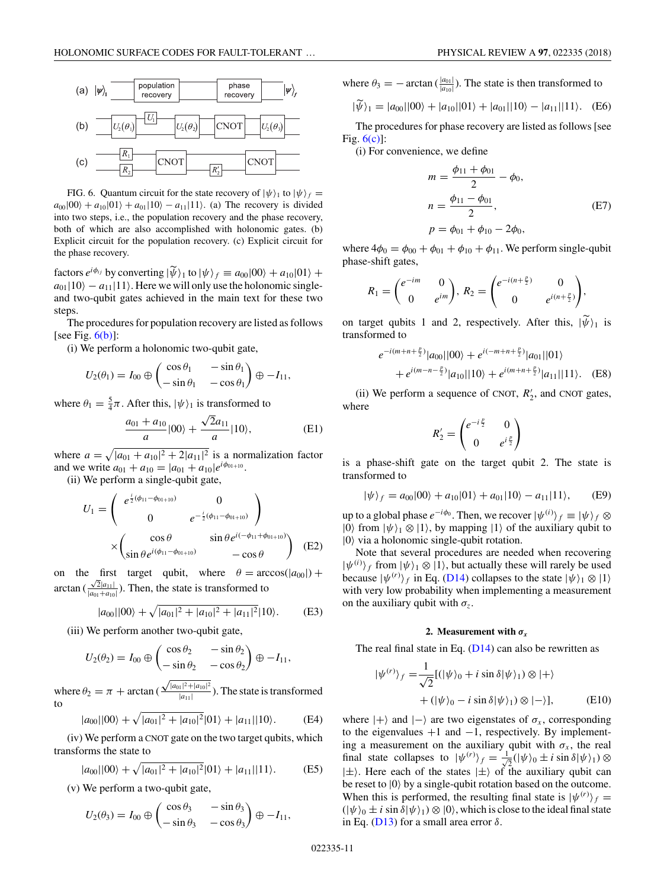(a) $|\psi\rangle_1$ — population recovery — phase recovery — $|\psi\rangle_f$

(b) $U_2(\theta_1)$, $U_1$, $U_2(\theta_2)$, CNOT, $U_2(\theta_3)$

(c) $R_1$, $R_2$, CNOT, $R_2'$, CNOT

FIG. 6. Quantum circuit for the state recovery of $|\psi\rangle_1$ to $|\psi\rangle_f = a_{00}|00\rangle + a_{10}|01\rangle + a_{01}|10\rangle - a_{11}|11\rangle$. (a) The recovery is divided into two steps, i.e., the population recovery and the phase recovery, both of which are also accomplished with holonomic gates. (b) Explicit circuit for the population recovery. (c) Explicit circuit for the phase recovery.

factors $e^{i\phi_{ij}}$ by converting $|\widetilde{\psi}\rangle_1$ to $|\psi\rangle_f \equiv a_{00}|00\rangle + a_{10}|01\rangle + a_{01}|10\rangle - a_{11}|11\rangle$. Here we will only use the holonomic single- and two-qubit gates achieved in the main text for these two steps.

The procedures for population recovery are listed as follows [see Fig. 6(b)]:

(i) We perform a holonomic two-qubit gate,

$$U_2(\theta_1) = I_{00} \oplus \begin{pmatrix} \cos\theta_1 & -\sin\theta_1 \\ -\sin\theta_1 & -\cos\theta_1 \end{pmatrix} \oplus -I_{11},$$

where $\theta_1 = \frac{5}{4}\pi$. After this, $|\psi\rangle_1$ is transformed to

$$\frac{a_{01}+a_{10}}{a}|00\rangle + \frac{\sqrt{2}a_{11}}{a}|10\rangle, \tag{E1}$$

where $a = \sqrt{|a_{01}+a_{10}|^2 + 2|a_{11}|^2}$ is a normalization factor and we write $a_{01}+a_{10} = |a_{01}+a_{10}|e^{i\phi_{01+10}}$.

(ii) We perform a single-qubit gate,

$$U_1 = \begin{pmatrix} e^{\frac{i}{2}(\phi_{11}-\phi_{01+10})} & 0 \\ 0 & e^{-\frac{i}{2}(\phi_{11}-\phi_{01+10})} \end{pmatrix} \times \begin{pmatrix} \cos\theta & \sin\theta e^{i(-\phi_{11}+\phi_{01+10})} \\ \sin\theta e^{i(\phi_{11}-\phi_{01+10})} & -\cos\theta \end{pmatrix} \tag{E2}$$

on the first target qubit, where $\theta = \arccos(|a_{00}|) + \arctan(\frac{\sqrt{2}|a_{11}|}{|a_{01}+a_{10}|})$. Then, the state is transformed to

$$|a_{00}||00\rangle + \sqrt{|a_{01}|^2 + |a_{10}|^2 + |a_{11}|^2}|10\rangle. \tag{E3}$$

(iii) We perform another two-qubit gate,

$$U_2(\theta_2) = I_{00} \oplus \begin{pmatrix} \cos\theta_2 & -\sin\theta_2 \\ -\sin\theta_2 & -\cos\theta_2 \end{pmatrix} \oplus -I_{11},$$

where $\theta_2 = \pi + \arctan(\frac{\sqrt{|a_{01}|^2+|a_{10}|^2}}{|a_{11}|})$. The state is transformed to

$$|a_{00}||00\rangle + \sqrt{|a_{01}|^2 + |a_{10}|^2}|01\rangle + |a_{11}||10\rangle. \tag{E4}$$

(iv) We perform a CNOT gate on the two target qubits, which transforms the state to

$$|a_{00}||00\rangle + \sqrt{|a_{01}|^2 + |a_{10}|^2}|01\rangle + |a_{11}||11\rangle. \tag{E5}$$

(v) We perform a two-qubit gate,

$$U_2(\theta_3) = I_{00} \oplus \begin{pmatrix} \cos\theta_3 & -\sin\theta_3 \\ -\sin\theta_3 & -\cos\theta_3 \end{pmatrix} \oplus -I_{11},$$

where $\theta_3 = -\arctan(\frac{|a_{01}|}{|a_{10}|})$. The state is then transformed to

$$|\widetilde{\psi}\rangle_1 = |a_{00}||00\rangle + |a_{10}||01\rangle + |a_{01}||10\rangle - |a_{11}||11\rangle. \tag{E6}$$

The procedures for phase recovery are listed as follows [see Fig. 6(c)]:

(i) For convenience, we define

$$m = \frac{\phi_{11}+\phi_{01}}{2} - \phi_0,$$
$$n = \frac{\phi_{11}-\phi_{01}}{2}, \tag{E7}$$
$$p = \phi_{01} + \phi_{10} - 2\phi_0,$$

where $4\phi_0 = \phi_{00} + \phi_{01} + \phi_{10} + \phi_{11}$. We perform single-qubit phase-shift gates,

$$R_1 = \begin{pmatrix} e^{-im} & 0 \\ 0 & e^{im} \end{pmatrix},\ R_2 = \begin{pmatrix} e^{-i(n+\frac{p}{2})} & 0 \\ 0 & e^{i(n+\frac{p}{2})} \end{pmatrix},$$

on target qubits 1 and 2, respectively. After this, $|\widetilde{\psi}\rangle_1$ is transformed to

$$e^{-i(m+n+\frac{p}{2})}|a_{00}||00\rangle + e^{i(-m+n+\frac{p}{2})}|a_{01}||01\rangle + e^{i(m-n-\frac{p}{2})}|a_{10}||10\rangle + e^{i(m+n+\frac{p}{2})}|a_{11}||11\rangle. \tag{E8}$$

(ii) We perform a sequence of CNOT, $R_2'$, and CNOT gates, where

$$R_2' = \begin{pmatrix} e^{-i\frac{p}{2}} & 0 \\ 0 & e^{i\frac{p}{2}} \end{pmatrix}$$

is a phase-shift gate on the target qubit 2. The state is transformed to

$$|\psi\rangle_f = a_{00}|00\rangle + a_{10}|01\rangle + a_{01}|10\rangle - a_{11}|11\rangle, \tag{E9}$$

up to a global phase $e^{-i\phi_0}$. Then, we recover $|\psi^{(i)}\rangle_f \equiv |\psi\rangle_f \otimes |0\rangle$ from $|\psi\rangle_1 \otimes |1\rangle$, by mapping $|1\rangle$ of the auxiliary qubit to $|0\rangle$ via a holonomic single-qubit rotation.

Note that several procedures are needed when recovering $|\psi^{(i)}\rangle_f$ from $|\psi\rangle_1 \otimes |1\rangle$, but actually these will rarely be used because $|\psi^{(r)}\rangle_f$ in Eq. (D14) collapses to the state $|\psi\rangle_1 \otimes |1\rangle$ with very low probability when implementing a measurement on the auxiliary qubit with $\sigma_z$.

### 2. Measurement with $\sigma_x$

The real final state in Eq. (D14) can also be rewritten as

$$|\psi^{(r)}\rangle_f = \frac{1}{\sqrt{2}}[(|\psi\rangle_0 + i\sin\delta|\psi\rangle_1) \otimes |+\rangle + (|\psi\rangle_0 - i\sin\delta|\psi\rangle_1) \otimes |-\rangle], \tag{E10}$$

where $|+\rangle$ and $|-\rangle$ are two eigenstates of $\sigma_x$, corresponding to the eigenvalues $+1$ and $-1$, respectively. By implementing a measurement on the auxiliary qubit with $\sigma_x$, the real final state collapses to $|\psi^{(r)}\rangle_f = \frac{1}{\sqrt{2}}(|\psi\rangle_0 \pm i\sin\delta|\psi\rangle_1) \otimes |\pm\rangle$. Here each of the states $|\pm\rangle$ of the auxiliary qubit can be reset to $|0\rangle$ by a single-qubit rotation based on the outcome. When this is performed, the resulting final state is $|\psi^{(r)}\rangle_f = (|\psi\rangle_0 \pm i\sin\delta|\psi\rangle_1) \otimes |0\rangle$, which is close to the ideal final state in Eq. (D13) for a small area error $\delta$.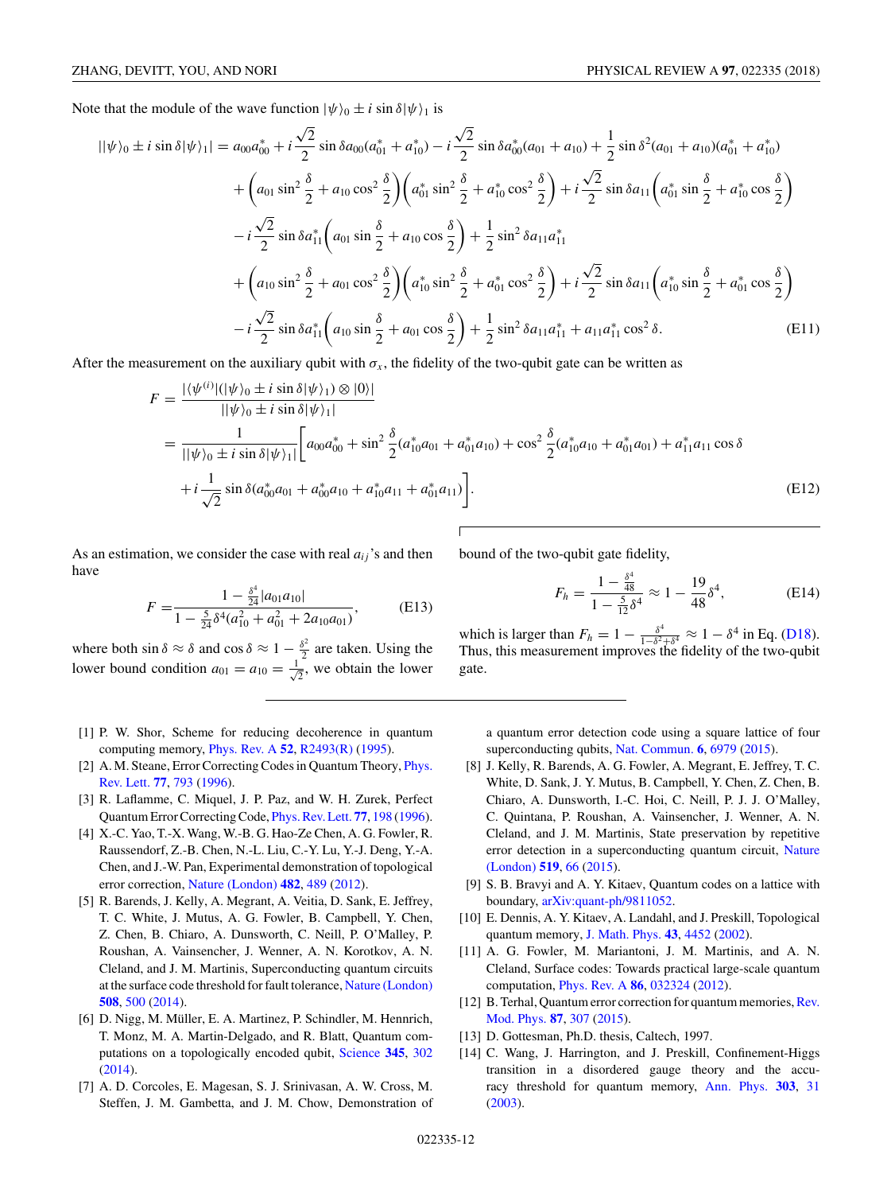Note that the module of the wave function $|\psi\rangle_0 \pm i\sin\delta|\psi\rangle_1$ is

$$
\begin{aligned}
||\psi\rangle_0 \pm i\sin\delta|\psi\rangle_1| = {} & a_{00}a_{00}^* + i\frac{\sqrt{2}}{2}\sin\delta a_{00}(a_{01}^* + a_{10}^*) - i\frac{\sqrt{2}}{2}\sin\delta a_{00}^*(a_{01} + a_{10}) + \frac{1}{2}\sin\delta^2(a_{01} + a_{10})(a_{01}^* + a_{10}^*) \\
& + \left(a_{01}\sin^2\frac{\delta}{2} + a_{10}\cos^2\frac{\delta}{2}\right)\left(a_{01}^*\sin^2\frac{\delta}{2} + a_{10}^*\cos^2\frac{\delta}{2}\right) + i\frac{\sqrt{2}}{2}\sin\delta a_{11}\left(a_{01}^*\sin\frac{\delta}{2} + a_{10}^*\cos\frac{\delta}{2}\right) \\
& - i\frac{\sqrt{2}}{2}\sin\delta a_{11}^*\left(a_{01}\sin\frac{\delta}{2} + a_{10}\cos\frac{\delta}{2}\right) + \frac{1}{2}\sin^2\delta a_{11}a_{11}^* \\
& + \left(a_{10}\sin^2\frac{\delta}{2} + a_{01}\cos^2\frac{\delta}{2}\right)\left(a_{10}^*\sin^2\frac{\delta}{2} + a_{01}^*\cos^2\frac{\delta}{2}\right) + i\frac{\sqrt{2}}{2}\sin\delta a_{11}\left(a_{10}^*\sin\frac{\delta}{2} + a_{01}^*\cos\frac{\delta}{2}\right) \\
& - i\frac{\sqrt{2}}{2}\sin\delta a_{11}^*\left(a_{10}\sin\frac{\delta}{2} + a_{01}\cos\frac{\delta}{2}\right) + \frac{1}{2}\sin^2\delta a_{11}a_{11}^* + a_{11}a_{11}^*\cos^2\delta. \qquad \text{(E11)}
\end{aligned}
$$

After the measurement on the auxiliary qubit with $\sigma_x$, the fidelity of the two-qubit gate can be written as

$$
\begin{aligned}
F &= \frac{|\langle\psi^{(i)}|(|\psi\rangle_0 \pm i\sin\delta|\psi\rangle_1)\otimes|0\rangle|}{||\psi\rangle_0 \pm i\sin\delta|\psi\rangle_1|} \\
&= \frac{1}{||\psi\rangle_0 \pm i\sin\delta|\psi\rangle_1|}\bigg[a_{00}a_{00}^* + \sin^2\frac{\delta}{2}(a_{10}^*a_{01} + a_{01}^*a_{10}) + \cos^2\frac{\delta}{2}(a_{10}^*a_{10} + a_{01}^*a_{01}) + a_{11}^*a_{11}\cos\delta \\
&\quad + i\frac{1}{\sqrt{2}}\sin\delta(a_{00}^*a_{01} + a_{00}^*a_{10} + a_{10}^*a_{11} + a_{01}^*a_{11})\bigg]. \qquad \text{(E12)}
\end{aligned}
$$

As an estimation, we consider the case with real $a_{ij}$'s and then have

$$
F = \frac{1 - \frac{\delta^4}{24}|a_{01}a_{10}|}{1 - \frac{5}{24}\delta^4(a_{10}^2 + a_{01}^2 + 2a_{10}a_{01})}, \qquad \text{(E13)}
$$

where both $\sin\delta \approx \delta$ and $\cos\delta \approx 1 - \frac{\delta^2}{2}$ are taken. Using the lower bound condition $a_{01} = a_{10} = \frac{1}{\sqrt{2}}$, we obtain the lower bound of the two-qubit gate fidelity,

$$
F_h = \frac{1 - \frac{\delta^4}{48}}{1 - \frac{5}{12}\delta^4} \approx 1 - \frac{19}{48}\delta^4, \qquad \text{(E14)}
$$

which is larger than $F_h = 1 - \frac{\delta^4}{1-\delta^2+\delta^4} \approx 1 - \delta^4$ in Eq. (D18). Thus, this measurement improves the fidelity of the two-qubit gate.

---

[1] P. W. Shor, Scheme for reducing decoherence in quantum computing memory, Phys. Rev. A **52**, R2493(R) (1995).

[2] A. M. Steane, Error Correcting Codes in Quantum Theory, Phys. Rev. Lett. **77**, 793 (1996).

[3] R. Laflamme, C. Miquel, J. P. Paz, and W. H. Zurek, Perfect Quantum Error Correcting Code, Phys. Rev. Lett. **77**, 198 (1996).

[4] X.-C. Yao, T.-X. Wang, W.-B. G. Hao-Ze Chen, A. G. Fowler, R. Raussendorf, Z.-B. Chen, N.-L. Liu, C.-Y. Lu, Y.-J. Deng, Y.-A. Chen, and J.-W. Pan, Experimental demonstration of topological error correction, Nature (London) **482**, 489 (2012).

[5] R. Barends, J. Kelly, A. Megrant, A. Veitia, D. Sank, E. Jeffrey, T. C. White, J. Mutus, A. G. Fowler, B. Campbell, Y. Chen, Z. Chen, B. Chiaro, A. Dunsworth, C. Neill, P. O'Malley, P. Roushan, A. Vainsencher, J. Wenner, A. N. Korotkov, A. N. Cleland, and J. M. Martinis, Superconducting quantum circuits at the surface code threshold for fault tolerance, Nature (London) **508**, 500 (2014).

[6] D. Nigg, M. Müller, E. A. Martinez, P. Schindler, M. Hennrich, T. Monz, M. A. Martin-Delgado, and R. Blatt, Quantum computations on a topologically encoded qubit, Science **345**, 302 (2014).

[7] A. D. Corcoles, E. Magesan, S. J. Srinivasan, A. W. Cross, M. Steffen, J. M. Gambetta, and J. M. Chow, Demonstration of a quantum error detection code using a square lattice of four superconducting qubits, Nat. Commun. **6**, 6979 (2015).

[8] J. Kelly, R. Barends, A. G. Fowler, A. Megrant, E. Jeffrey, T. C. White, D. Sank, J. Y. Mutus, B. Campbell, Y. Chen, Z. Chen, B. Chiaro, A. Dunsworth, I.-C. Hoi, C. Neill, P. J. J. O'Malley, C. Quintana, P. Roushan, A. Vainsencher, J. Wenner, A. N. Cleland, and J. M. Martinis, State preservation by repetitive error detection in a superconducting quantum circuit, Nature (London) **519**, 66 (2015).

[9] S. B. Bravyi and A. Y. Kitaev, Quantum codes on a lattice with boundary, arXiv:quant-ph/9811052.

[10] E. Dennis, A. Y. Kitaev, A. Landahl, and J. Preskill, Topological quantum memory, J. Math. Phys. **43**, 4452 (2002).

[11] A. G. Fowler, M. Mariantoni, J. M. Martinis, and A. N. Cleland, Surface codes: Towards practical large-scale quantum computation, Phys. Rev. A **86**, 032324 (2012).

[12] B. Terhal, Quantum error correction for quantum memories, Rev. Mod. Phys. **87**, 307 (2015).

[13] D. Gottesman, Ph.D. thesis, Caltech, 1997.

[14] C. Wang, J. Harrington, and J. Preskill, Confinement-Higgs transition in a disordered gauge theory and the accuracy threshold for quantum memory, Ann. Phys. **303**, 31 (2003).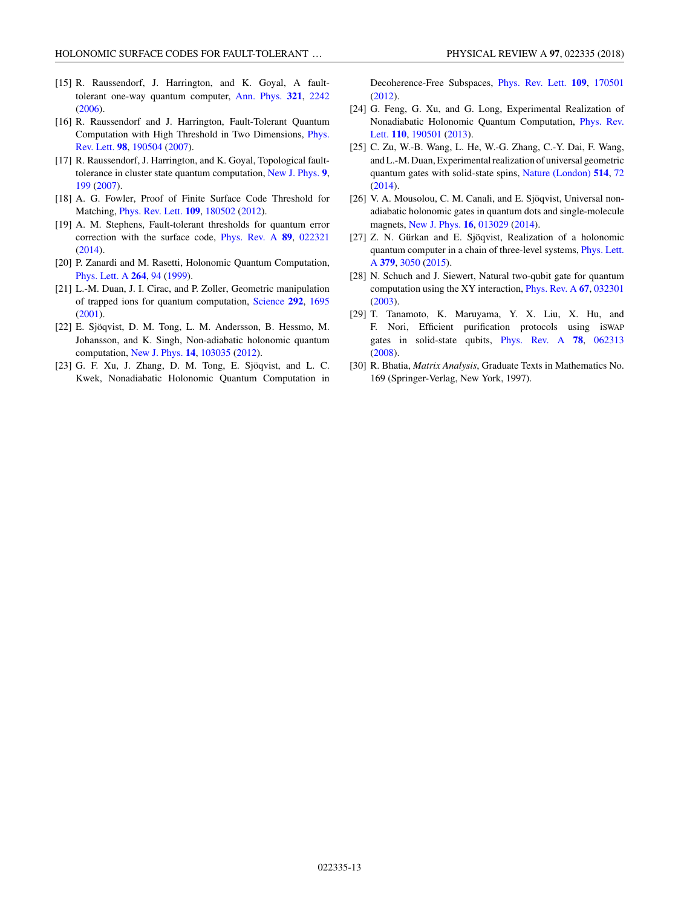[15] R. Raussendorf, J. Harrington, and K. Goyal, A fault-tolerant one-way quantum computer, Ann. Phys. **321**, 2242 (2006).

[16] R. Raussendorf and J. Harrington, Fault-Tolerant Quantum Computation with High Threshold in Two Dimensions, Phys. Rev. Lett. **98**, 190504 (2007).

[17] R. Raussendorf, J. Harrington, and K. Goyal, Topological fault-tolerance in cluster state quantum computation, New J. Phys. **9**, 199 (2007).

[18] A. G. Fowler, Proof of Finite Surface Code Threshold for Matching, Phys. Rev. Lett. **109**, 180502 (2012).

[19] A. M. Stephens, Fault-tolerant thresholds for quantum error correction with the surface code, Phys. Rev. A **89**, 022321 (2014).

[20] P. Zanardi and M. Rasetti, Holonomic Quantum Computation, Phys. Lett. A **264**, 94 (1999).

[21] L.-M. Duan, J. I. Cirac, and P. Zoller, Geometric manipulation of trapped ions for quantum computation, Science **292**, 1695 (2001).

[22] E. Sjöqvist, D. M. Tong, L. M. Andersson, B. Hessmo, M. Johansson, and K. Singh, Non-adiabatic holonomic quantum computation, New J. Phys. **14**, 103035 (2012).

[23] G. F. Xu, J. Zhang, D. M. Tong, E. Sjöqvist, and L. C. Kwek, Nonadiabatic Holonomic Quantum Computation in Decoherence-Free Subspaces, Phys. Rev. Lett. **109**, 170501 (2012).

[24] G. Feng, G. Xu, and G. Long, Experimental Realization of Nonadiabatic Holonomic Quantum Computation, Phys. Rev. Lett. **110**, 190501 (2013).

[25] C. Zu, W.-B. Wang, L. He, W.-G. Zhang, C.-Y. Dai, F. Wang, and L.-M. Duan, Experimental realization of universal geometric quantum gates with solid-state spins, Nature (London) **514**, 72 (2014).

[26] V. A. Mousolou, C. M. Canali, and E. Sjöqvist, Universal non-adiabatic holonomic gates in quantum dots and single-molecule magnets, New J. Phys. **16**, 013029 (2014).

[27] Z. N. Gürkan and E. Sjöqvist, Realization of a holonomic quantum computer in a chain of three-level systems, Phys. Lett. A **379**, 3050 (2015).

[28] N. Schuch and J. Siewert, Natural two-qubit gate for quantum computation using the XY interaction, Phys. Rev. A **67**, 032301 (2003).

[29] T. Tanamoto, K. Maruyama, Y. X. Liu, X. Hu, and F. Nori, Efficient purification protocols using iSWAP gates in solid-state qubits, Phys. Rev. A **78**, 062313 (2008).

[30] R. Bhatia, *Matrix Analysis*, Graduate Texts in Mathematics No. 169 (Springer-Verlag, New York, 1997).